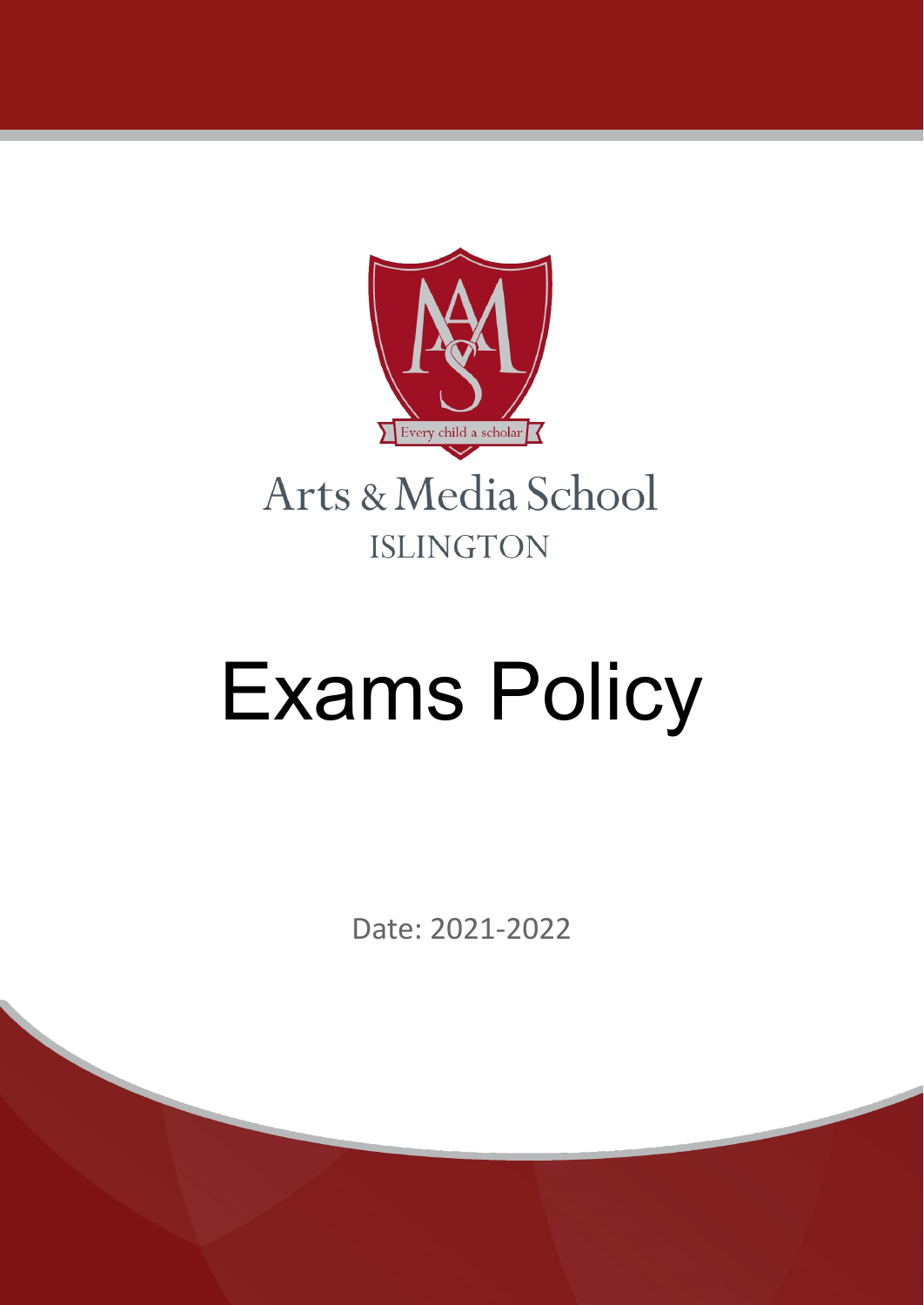Every child a scholar

Arts & Media School
ISLINGTON

# Exams Policy

Date: 2021-2022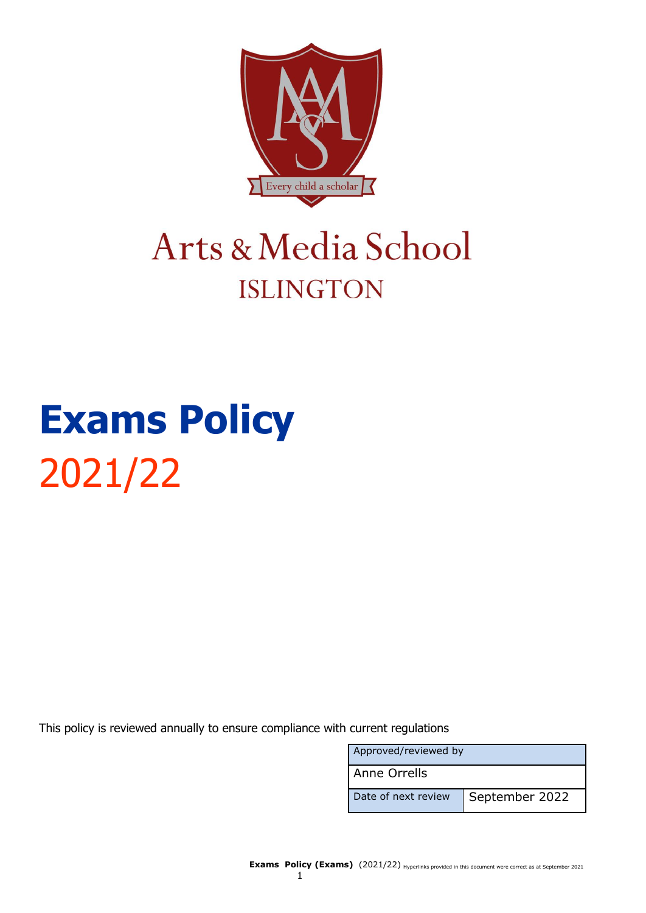Arts & Media School

ISLINGTON

# Exams Policy

2021/22

This policy is reviewed annually to ensure compliance with current regulations

| Approved/reviewed by | |
|---|---|
| Anne Orrells | |
| Date of next review | September 2022 |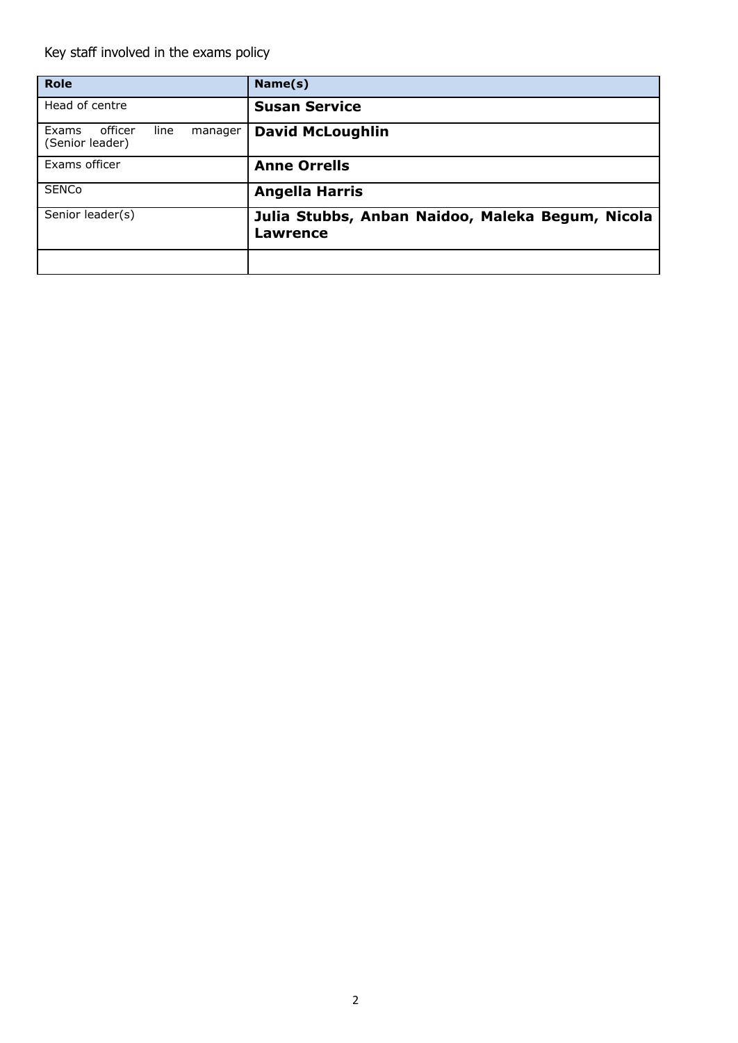Key staff involved in the exams policy

| Role | Name(s) |
| --- | --- |
| Head of centre | **Susan Service** |
| Exams officer line manager (Senior leader) | **David McLoughlin** |
| Exams officer | **Anne Orrells** |
| SENCo | **Angella Harris** |
| Senior leader(s) | **Julia Stubbs, Anban Naidoo, Maleka Begum, Nicola Lawrence** |
| | |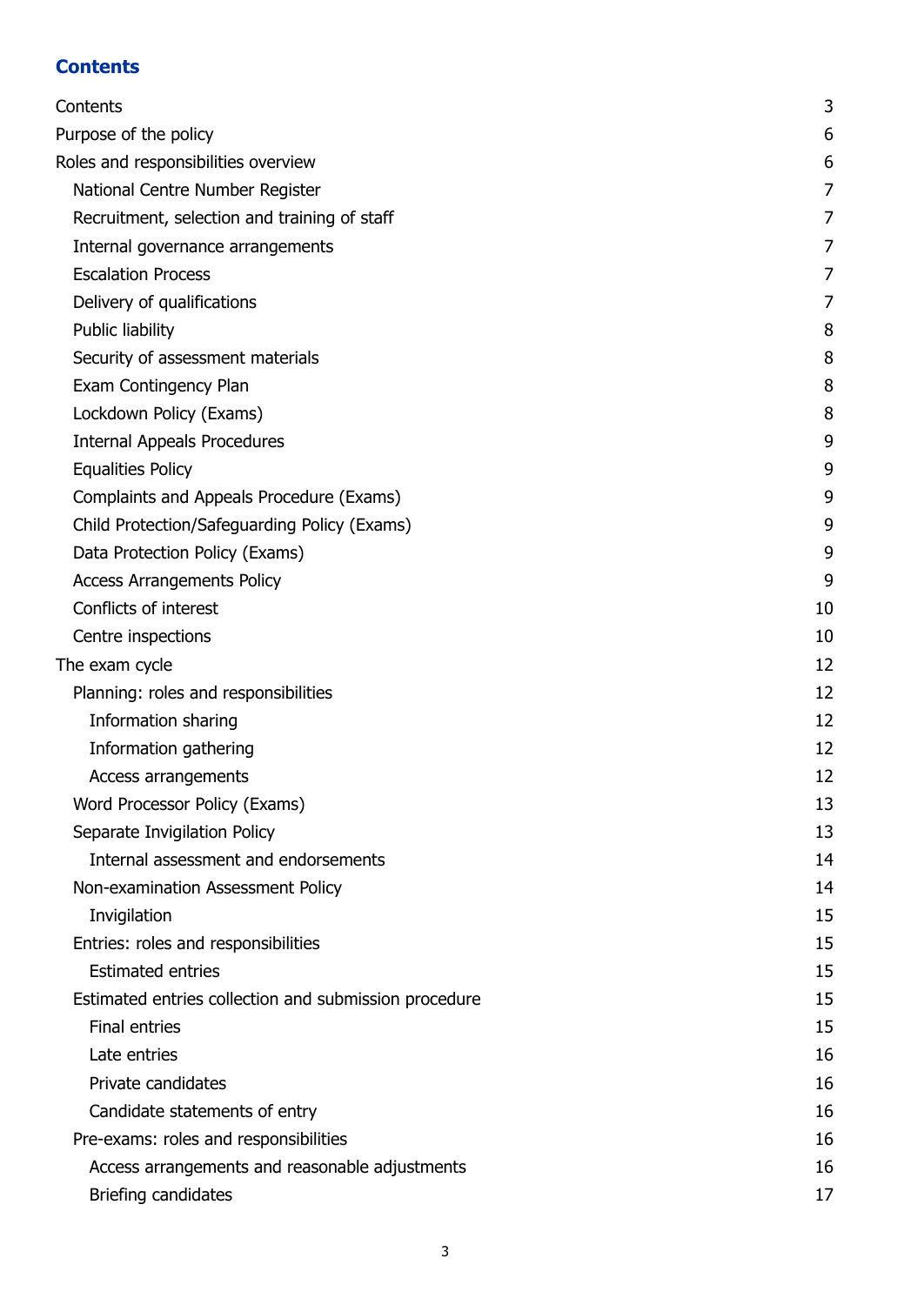## Contents

| | |
|---|---|
| Contents | 3 |
| Purpose of the policy | 6 |
| Roles and responsibilities overview | 6 |
| National Centre Number Register | 7 |
| Recruitment, selection and training of staff | 7 |
| Internal governance arrangements | 7 |
| Escalation Process | 7 |
| Delivery of qualifications | 7 |
| Public liability | 8 |
| Security of assessment materials | 8 |
| Exam Contingency Plan | 8 |
| Lockdown Policy (Exams) | 8 |
| Internal Appeals Procedures | 9 |
| Equalities Policy | 9 |
| Complaints and Appeals Procedure (Exams) | 9 |
| Child Protection/Safeguarding Policy (Exams) | 9 |
| Data Protection Policy (Exams) | 9 |
| Access Arrangements Policy | 9 |
| Conflicts of interest | 10 |
| Centre inspections | 10 |
| The exam cycle | 12 |
| Planning: roles and responsibilities | 12 |
| Information sharing | 12 |
| Information gathering | 12 |
| Access arrangements | 12 |
| Word Processor Policy (Exams) | 13 |
| Separate Invigilation Policy | 13 |
| Internal assessment and endorsements | 14 |
| Non-examination Assessment Policy | 14 |
| Invigilation | 15 |
| Entries: roles and responsibilities | 15 |
| Estimated entries | 15 |
| Estimated entries collection and submission procedure | 15 |
| Final entries | 15 |
| Late entries | 16 |
| Private candidates | 16 |
| Candidate statements of entry | 16 |
| Pre-exams: roles and responsibilities | 16 |
| Access arrangements and reasonable adjustments | 16 |
| Briefing candidates | 17 |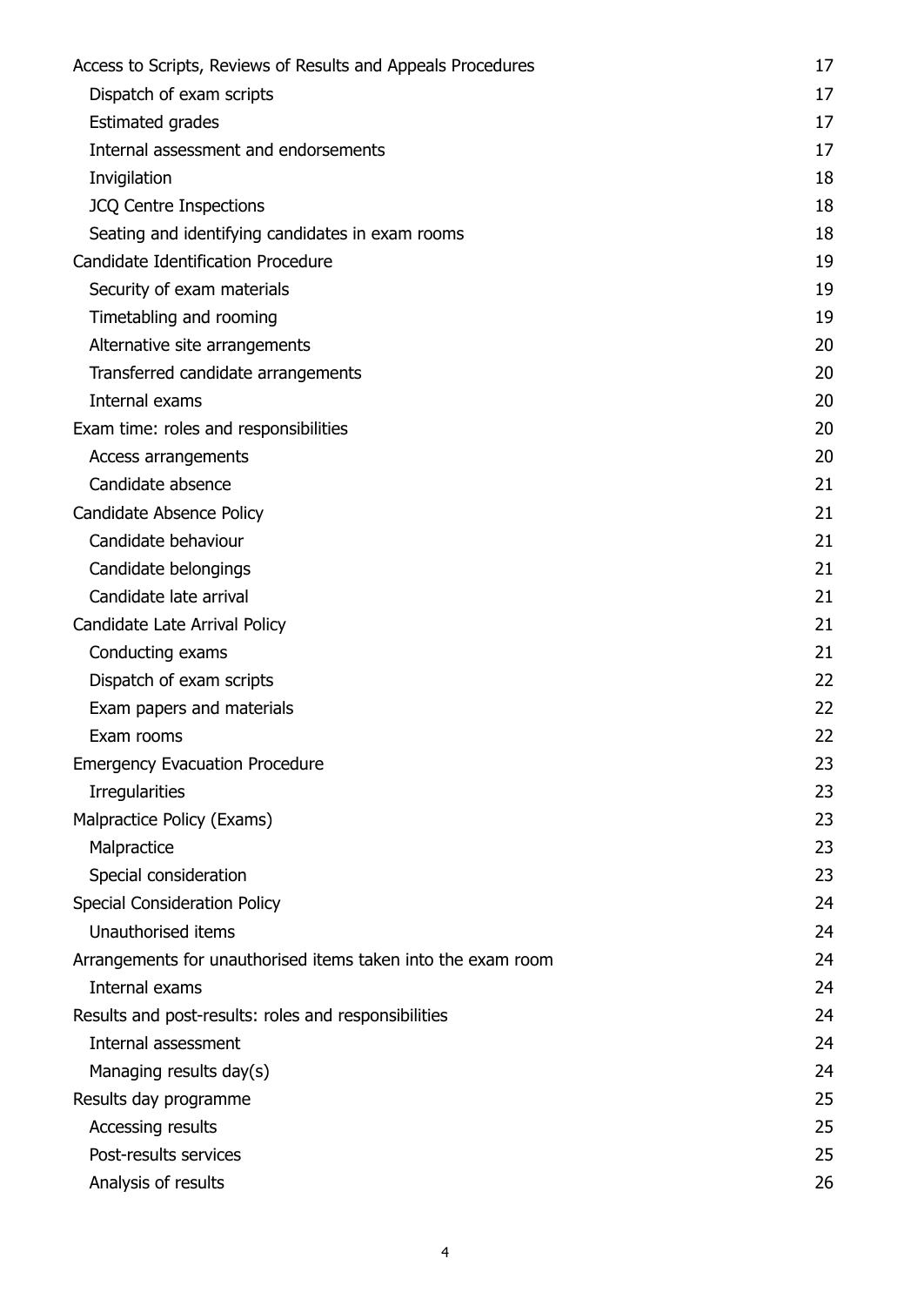Access to Scripts, Reviews of Results and Appeals Procedures 17
- Dispatch of exam scripts 17
- Estimated grades 17
- Internal assessment and endorsements 17
- Invigilation 18
- JCQ Centre Inspections 18
- Seating and identifying candidates in exam rooms 18

Candidate Identification Procedure 19
- Security of exam materials 19
- Timetabling and rooming 19
- Alternative site arrangements 20
- Transferred candidate arrangements 20
- Internal exams 20

Exam time: roles and responsibilities 20
- Access arrangements 20
- Candidate absence 21

Candidate Absence Policy 21
- Candidate behaviour 21
- Candidate belongings 21
- Candidate late arrival 21

Candidate Late Arrival Policy 21
- Conducting exams 21
- Dispatch of exam scripts 22
- Exam papers and materials 22
- Exam rooms 22

Emergency Evacuation Procedure 23
- Irregularities 23

Malpractice Policy (Exams) 23
- Malpractice 23
- Special consideration 23

Special Consideration Policy 24
- Unauthorised items 24

Arrangements for unauthorised items taken into the exam room 24
- Internal exams 24

Results and post-results: roles and responsibilities 24
- Internal assessment 24
- Managing results day(s) 24

Results day programme 25
- Accessing results 25
- Post-results services 25
- Analysis of results 26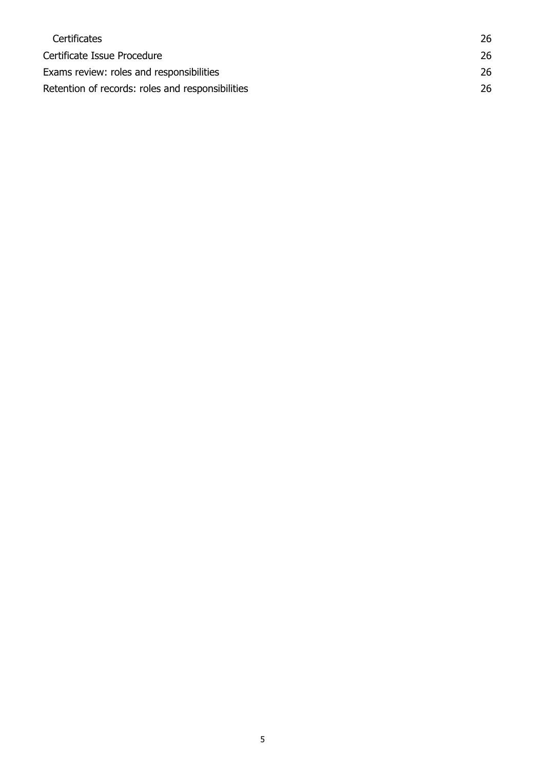| | |
|---|---|
| Certificates | 26 |
| Certificate Issue Procedure | 26 |
| Exams review: roles and responsibilities | 26 |
| Retention of records: roles and responsibilities | 26 |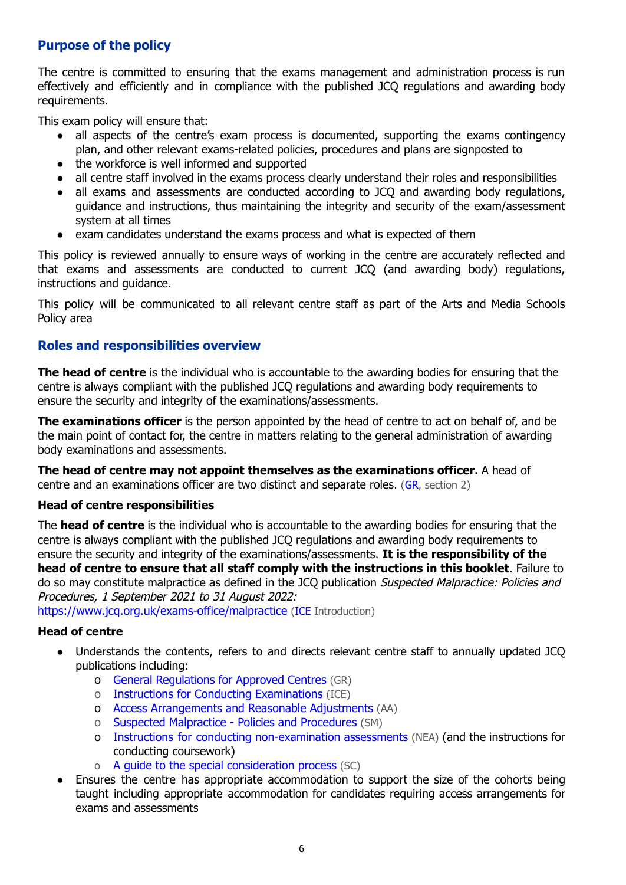## Purpose of the policy

The centre is committed to ensuring that the exams management and administration process is run effectively and efficiently and in compliance with the published JCQ regulations and awarding body requirements.

This exam policy will ensure that:

- all aspects of the centre's exam process is documented, supporting the exams contingency plan, and other relevant exams-related policies, procedures and plans are signposted to
- the workforce is well informed and supported
- all centre staff involved in the exams process clearly understand their roles and responsibilities
- all exams and assessments are conducted according to JCQ and awarding body regulations, guidance and instructions, thus maintaining the integrity and security of the exam/assessment system at all times
- exam candidates understand the exams process and what is expected of them

This policy is reviewed annually to ensure ways of working in the centre are accurately reflected and that exams and assessments are conducted to current JCQ (and awarding body) regulations, instructions and guidance.

This policy will be communicated to all relevant centre staff as part of the Arts and Media Schools Policy area

## Roles and responsibilities overview

**The head of centre** is the individual who is accountable to the awarding bodies for ensuring that the centre is always compliant with the published JCQ regulations and awarding body requirements to ensure the security and integrity of the examinations/assessments.

**The examinations officer** is the person appointed by the head of centre to act on behalf of, and be the main point of contact for, the centre in matters relating to the general administration of awarding body examinations and assessments.

**The head of centre may not appoint themselves as the examinations officer.** A head of centre and an examinations officer are two distinct and separate roles. (GR, section 2)

### Head of centre responsibilities

The **head of centre** is the individual who is accountable to the awarding bodies for ensuring that the centre is always compliant with the published JCQ regulations and awarding body requirements to ensure the security and integrity of the examinations/assessments. **It is the responsibility of the head of centre to ensure that all staff comply with the instructions in this booklet**. Failure to do so may constitute malpractice as defined in the JCQ publication *Suspected Malpractice: Policies and Procedures, 1 September 2021 to 31 August 2022:*
https://www.jcq.org.uk/exams-office/malpractice (ICE Introduction)

### Head of centre

- Understands the contents, refers to and directs relevant centre staff to annually updated JCQ publications including:
  - General Regulations for Approved Centres (GR)
  - Instructions for Conducting Examinations (ICE)
  - Access Arrangements and Reasonable Adjustments (AA)
  - Suspected Malpractice - Policies and Procedures (SM)
  - Instructions for conducting non-examination assessments (NEA) (and the instructions for conducting coursework)
  - A guide to the special consideration process (SC)
- Ensures the centre has appropriate accommodation to support the size of the cohorts being taught including appropriate accommodation for candidates requiring access arrangements for exams and assessments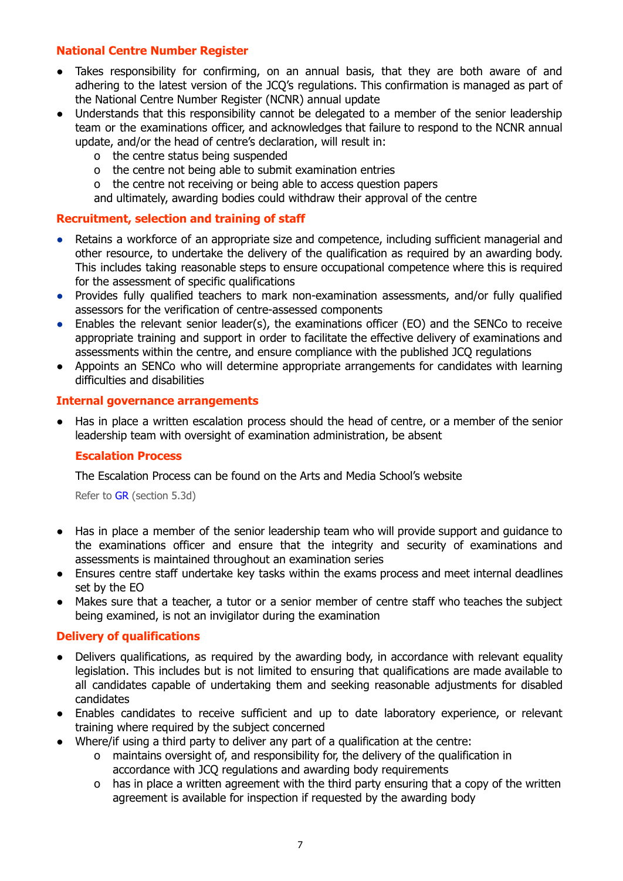### National Centre Number Register

- Takes responsibility for confirming, on an annual basis, that they are both aware of and adhering to the latest version of the JCQ's regulations. This confirmation is managed as part of the National Centre Number Register (NCNR) annual update
- Understands that this responsibility cannot be delegated to a member of the senior leadership team or the examinations officer, and acknowledges that failure to respond to the NCNR annual update, and/or the head of centre's declaration, will result in:
  - the centre status being suspended
  - the centre not being able to submit examination entries
  - the centre not receiving or being able to access question papers

  and ultimately, awarding bodies could withdraw their approval of the centre

### Recruitment, selection and training of staff

- Retains a workforce of an appropriate size and competence, including sufficient managerial and other resource, to undertake the delivery of the qualification as required by an awarding body. This includes taking reasonable steps to ensure occupational competence where this is required for the assessment of specific qualifications
- Provides fully qualified teachers to mark non-examination assessments, and/or fully qualified assessors for the verification of centre-assessed components
- Enables the relevant senior leader(s), the examinations officer (EO) and the SENCo to receive appropriate training and support in order to facilitate the effective delivery of examinations and assessments within the centre, and ensure compliance with the published JCQ regulations
- Appoints an SENCo who will determine appropriate arrangements for candidates with learning difficulties and disabilities

### Internal governance arrangements

- Has in place a written escalation process should the head of centre, or a member of the senior leadership team with oversight of examination administration, be absent

  #### Escalation Process

  The Escalation Process can be found on the Arts and Media School's website

  Refer to GR (section 5.3d)

- Has in place a member of the senior leadership team who will provide support and guidance to the examinations officer and ensure that the integrity and security of examinations and assessments is maintained throughout an examination series
- Ensures centre staff undertake key tasks within the exams process and meet internal deadlines set by the EO
- Makes sure that a teacher, a tutor or a senior member of centre staff who teaches the subject being examined, is not an invigilator during the examination

### Delivery of qualifications

- Delivers qualifications, as required by the awarding body, in accordance with relevant equality legislation. This includes but is not limited to ensuring that qualifications are made available to all candidates capable of undertaking them and seeking reasonable adjustments for disabled candidates
- Enables candidates to receive sufficient and up to date laboratory experience, or relevant training where required by the subject concerned
- Where/if using a third party to deliver any part of a qualification at the centre:
  - maintains oversight of, and responsibility for, the delivery of the qualification in accordance with JCQ regulations and awarding body requirements
  - has in place a written agreement with the third party ensuring that a copy of the written agreement is available for inspection if requested by the awarding body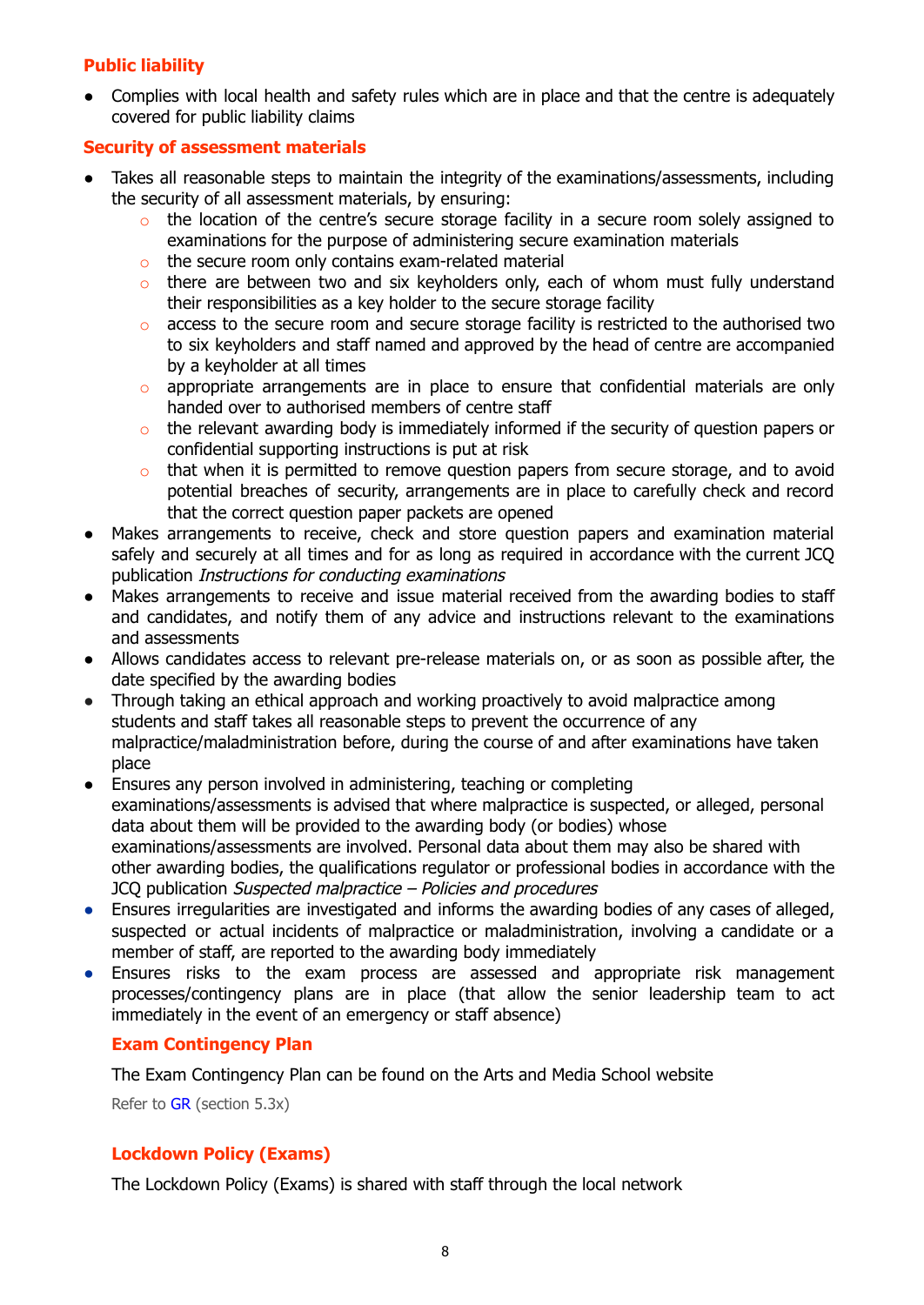### Public liability

- Complies with local health and safety rules which are in place and that the centre is adequately covered for public liability claims

### Security of assessment materials

- Takes all reasonable steps to maintain the integrity of the examinations/assessments, including the security of all assessment materials, by ensuring:
    - the location of the centre's secure storage facility in a secure room solely assigned to examinations for the purpose of administering secure examination materials
    - the secure room only contains exam-related material
    - there are between two and six keyholders only, each of whom must fully understand their responsibilities as a key holder to the secure storage facility
    - access to the secure room and secure storage facility is restricted to the authorised two to six keyholders and staff named and approved by the head of centre are accompanied by a keyholder at all times
    - appropriate arrangements are in place to ensure that confidential materials are only handed over to authorised members of centre staff
    - the relevant awarding body is immediately informed if the security of question papers or confidential supporting instructions is put at risk
    - that when it is permitted to remove question papers from secure storage, and to avoid potential breaches of security, arrangements are in place to carefully check and record that the correct question paper packets are opened
- Makes arrangements to receive, check and store question papers and examination material safely and securely at all times and for as long as required in accordance with the current JCQ publication *Instructions for conducting examinations*
- Makes arrangements to receive and issue material received from the awarding bodies to staff and candidates, and notify them of any advice and instructions relevant to the examinations and assessments
- Allows candidates access to relevant pre-release materials on, or as soon as possible after, the date specified by the awarding bodies
- Through taking an ethical approach and working proactively to avoid malpractice among students and staff takes all reasonable steps to prevent the occurrence of any malpractice/maladministration before, during the course of and after examinations have taken place
- Ensures any person involved in administering, teaching or completing examinations/assessments is advised that where malpractice is suspected, or alleged, personal data about them will be provided to the awarding body (or bodies) whose examinations/assessments are involved. Personal data about them may also be shared with other awarding bodies, the qualifications regulator or professional bodies in accordance with the JCQ publication *Suspected malpractice – Policies and procedures*
- Ensures irregularities are investigated and informs the awarding bodies of any cases of alleged, suspected or actual incidents of malpractice or maladministration, involving a candidate or a member of staff, are reported to the awarding body immediately
- Ensures risks to the exam process are assessed and appropriate risk management processes/contingency plans are in place (that allow the senior leadership team to act immediately in the event of an emergency or staff absence)

#### Exam Contingency Plan

The Exam Contingency Plan can be found on the Arts and Media School website

Refer to GR (section 5.3x)

#### Lockdown Policy (Exams)

The Lockdown Policy (Exams) is shared with staff through the local network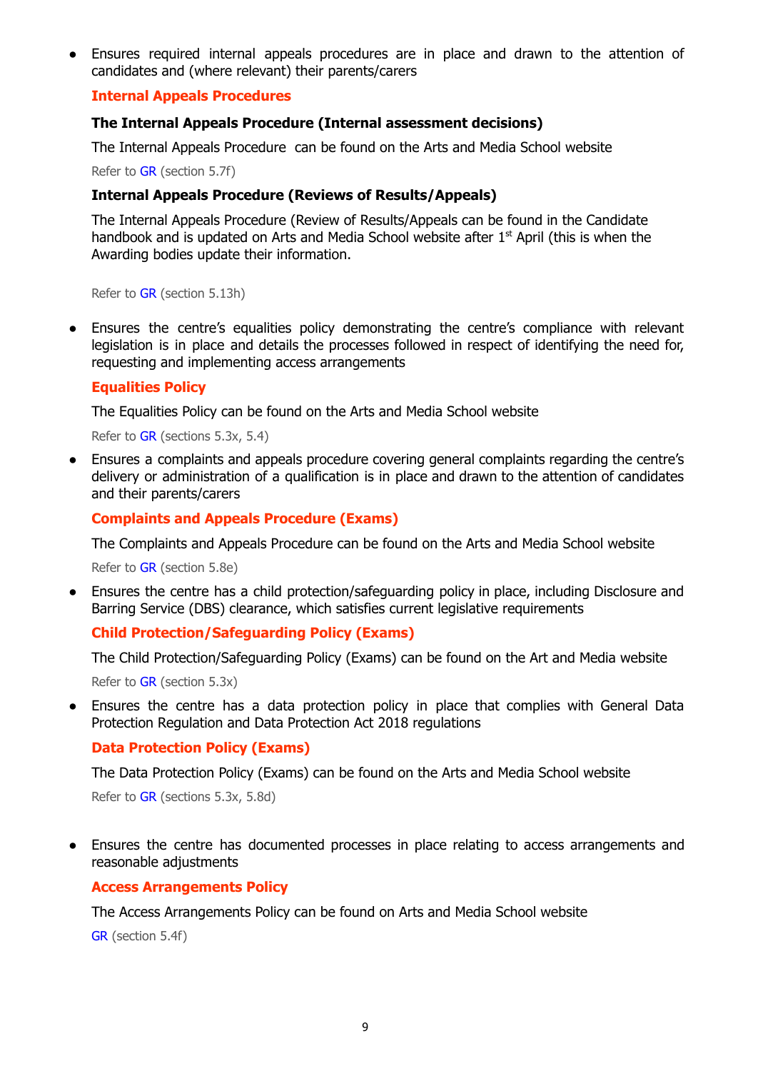- Ensures required internal appeals procedures are in place and drawn to the attention of candidates and (where relevant) their parents/carers

### Internal Appeals Procedures

#### The Internal Appeals Procedure (Internal assessment decisions)

The Internal Appeals Procedure can be found on the Arts and Media School website

Refer to GR (section 5.7f)

#### Internal Appeals Procedure (Reviews of Results/Appeals)

The Internal Appeals Procedure (Review of Results/Appeals can be found in the Candidate handbook and is updated on Arts and Media School website after 1st April (this is when the Awarding bodies update their information.

Refer to GR (section 5.13h)

- Ensures the centre's equalities policy demonstrating the centre's compliance with relevant legislation is in place and details the processes followed in respect of identifying the need for, requesting and implementing access arrangements

### Equalities Policy

The Equalities Policy can be found on the Arts and Media School website

Refer to GR (sections 5.3x, 5.4)

- Ensures a complaints and appeals procedure covering general complaints regarding the centre's delivery or administration of a qualification is in place and drawn to the attention of candidates and their parents/carers

### Complaints and Appeals Procedure (Exams)

The Complaints and Appeals Procedure can be found on the Arts and Media School website

Refer to GR (section 5.8e)

- Ensures the centre has a child protection/safeguarding policy in place, including Disclosure and Barring Service (DBS) clearance, which satisfies current legislative requirements

### Child Protection/Safeguarding Policy (Exams)

The Child Protection/Safeguarding Policy (Exams) can be found on the Art and Media website

Refer to GR (section 5.3x)

- Ensures the centre has a data protection policy in place that complies with General Data Protection Regulation and Data Protection Act 2018 regulations

### Data Protection Policy (Exams)

The Data Protection Policy (Exams) can be found on the Arts and Media School website

Refer to GR (sections 5.3x, 5.8d)

- Ensures the centre has documented processes in place relating to access arrangements and reasonable adjustments

### Access Arrangements Policy

The Access Arrangements Policy can be found on Arts and Media School website

GR (section 5.4f)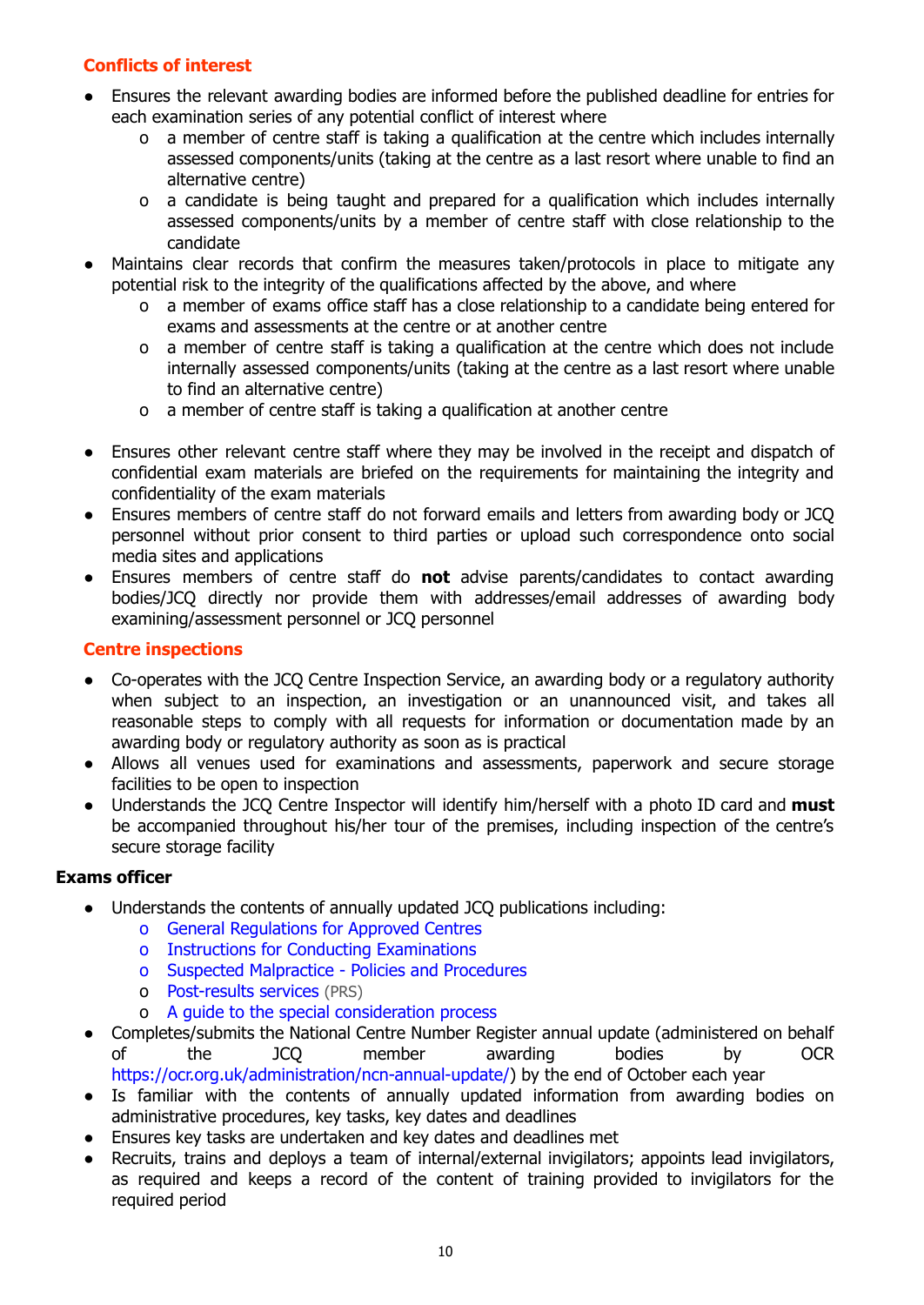### Conflicts of interest

- Ensures the relevant awarding bodies are informed before the published deadline for entries for each examination series of any potential conflict of interest where
    - a member of centre staff is taking a qualification at the centre which includes internally assessed components/units (taking at the centre as a last resort where unable to find an alternative centre)
    - a candidate is being taught and prepared for a qualification which includes internally assessed components/units by a member of centre staff with close relationship to the candidate
- Maintains clear records that confirm the measures taken/protocols in place to mitigate any potential risk to the integrity of the qualifications affected by the above, and where
    - a member of exams office staff has a close relationship to a candidate being entered for exams and assessments at the centre or at another centre
    - a member of centre staff is taking a qualification at the centre which does not include internally assessed components/units (taking at the centre as a last resort where unable to find an alternative centre)
    - a member of centre staff is taking a qualification at another centre
- Ensures other relevant centre staff where they may be involved in the receipt and dispatch of confidential exam materials are briefed on the requirements for maintaining the integrity and confidentiality of the exam materials
- Ensures members of centre staff do not forward emails and letters from awarding body or JCQ personnel without prior consent to third parties or upload such correspondence onto social media sites and applications
- Ensures members of centre staff do **not** advise parents/candidates to contact awarding bodies/JCQ directly nor provide them with addresses/email addresses of awarding body examining/assessment personnel or JCQ personnel

### Centre inspections

- Co-operates with the JCQ Centre Inspection Service, an awarding body or a regulatory authority when subject to an inspection, an investigation or an unannounced visit, and takes all reasonable steps to comply with all requests for information or documentation made by an awarding body or regulatory authority as soon as is practical
- Allows all venues used for examinations and assessments, paperwork and secure storage facilities to be open to inspection
- Understands the JCQ Centre Inspector will identify him/herself with a photo ID card and **must** be accompanied throughout his/her tour of the premises, including inspection of the centre's secure storage facility

## Exams officer

- Understands the contents of annually updated JCQ publications including:
    - General Regulations for Approved Centres
    - Instructions for Conducting Examinations
    - Suspected Malpractice - Policies and Procedures
    - Post-results services (PRS)
    - A guide to the special consideration process
- Completes/submits the National Centre Number Register annual update (administered on behalf of the JCQ member awarding bodies by OCR https://ocr.org.uk/administration/ncn-annual-update/) by the end of October each year
- Is familiar with the contents of annually updated information from awarding bodies on administrative procedures, key tasks, key dates and deadlines
- Ensures key tasks are undertaken and key dates and deadlines met
- Recruits, trains and deploys a team of internal/external invigilators; appoints lead invigilators, as required and keeps a record of the content of training provided to invigilators for the required period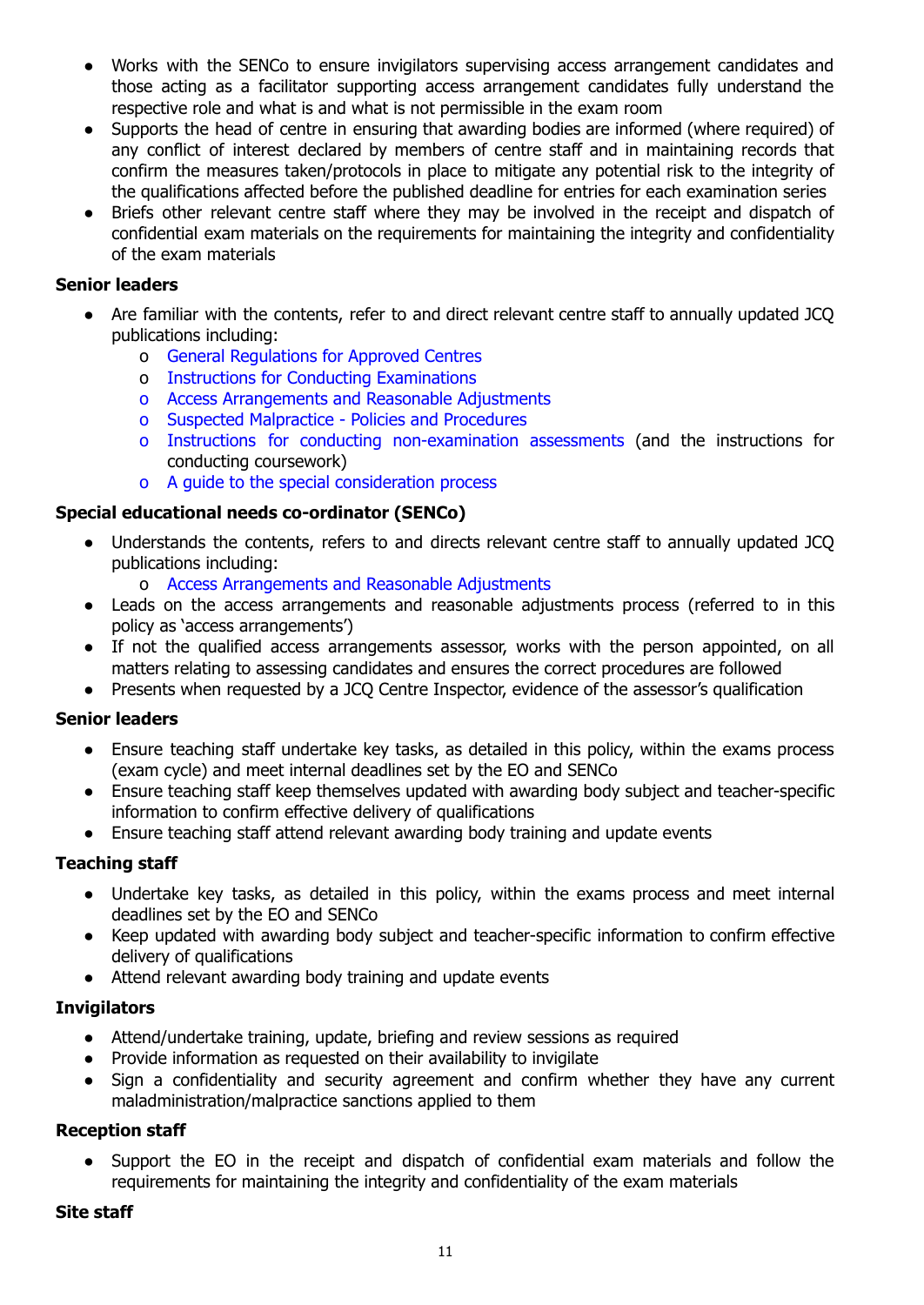- Works with the SENCo to ensure invigilators supervising access arrangement candidates and those acting as a facilitator supporting access arrangement candidates fully understand the respective role and what is and what is not permissible in the exam room
- Supports the head of centre in ensuring that awarding bodies are informed (where required) of any conflict of interest declared by members of centre staff and in maintaining records that confirm the measures taken/protocols in place to mitigate any potential risk to the integrity of the qualifications affected before the published deadline for entries for each examination series
- Briefs other relevant centre staff where they may be involved in the receipt and dispatch of confidential exam materials on the requirements for maintaining the integrity and confidentiality of the exam materials

**Senior leaders**

- Are familiar with the contents, refer to and direct relevant centre staff to annually updated JCQ publications including:
    - o General Regulations for Approved Centres
    - o Instructions for Conducting Examinations
    - o Access Arrangements and Reasonable Adjustments
    - o Suspected Malpractice - Policies and Procedures
    - o Instructions for conducting non-examination assessments (and the instructions for conducting coursework)
    - o A guide to the special consideration process

**Special educational needs co-ordinator (SENCo)**

- Understands the contents, refers to and directs relevant centre staff to annually updated JCQ publications including:
    - o Access Arrangements and Reasonable Adjustments
- Leads on the access arrangements and reasonable adjustments process (referred to in this policy as 'access arrangements')
- If not the qualified access arrangements assessor, works with the person appointed, on all matters relating to assessing candidates and ensures the correct procedures are followed
- Presents when requested by a JCQ Centre Inspector, evidence of the assessor's qualification

**Senior leaders**

- Ensure teaching staff undertake key tasks, as detailed in this policy, within the exams process (exam cycle) and meet internal deadlines set by the EO and SENCo
- Ensure teaching staff keep themselves updated with awarding body subject and teacher-specific information to confirm effective delivery of qualifications
- Ensure teaching staff attend relevant awarding body training and update events

**Teaching staff**

- Undertake key tasks, as detailed in this policy, within the exams process and meet internal deadlines set by the EO and SENCo
- Keep updated with awarding body subject and teacher-specific information to confirm effective delivery of qualifications
- Attend relevant awarding body training and update events

**Invigilators**

- Attend/undertake training, update, briefing and review sessions as required
- Provide information as requested on their availability to invigilate
- Sign a confidentiality and security agreement and confirm whether they have any current maladministration/malpractice sanctions applied to them

**Reception staff**

- Support the EO in the receipt and dispatch of confidential exam materials and follow the requirements for maintaining the integrity and confidentiality of the exam materials

**Site staff**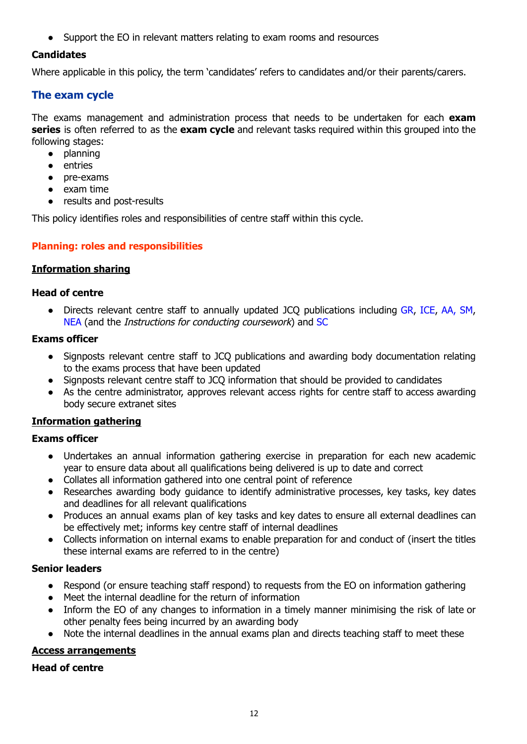- Support the EO in relevant matters relating to exam rooms and resources

**Candidates**

Where applicable in this policy, the term 'candidates' refers to candidates and/or their parents/carers.

## The exam cycle

The exams management and administration process that needs to be undertaken for each **exam series** is often referred to as the **exam cycle** and relevant tasks required within this grouped into the following stages:

- planning
- entries
- pre-exams
- exam time
- results and post-results

This policy identifies roles and responsibilities of centre staff within this cycle.

### Planning: roles and responsibilities

**Information sharing**

**Head of centre**

- Directs relevant centre staff to annually updated JCQ publications including GR, ICE, AA, SM, NEA (and the *Instructions for conducting coursework*) and SC

**Exams officer**

- Signposts relevant centre staff to JCQ publications and awarding body documentation relating to the exams process that have been updated
- Signposts relevant centre staff to JCQ information that should be provided to candidates
- As the centre administrator, approves relevant access rights for centre staff to access awarding body secure extranet sites

**Information gathering**

**Exams officer**

- Undertakes an annual information gathering exercise in preparation for each new academic year to ensure data about all qualifications being delivered is up to date and correct
- Collates all information gathered into one central point of reference
- Researches awarding body guidance to identify administrative processes, key tasks, key dates and deadlines for all relevant qualifications
- Produces an annual exams plan of key tasks and key dates to ensure all external deadlines can be effectively met; informs key centre staff of internal deadlines
- Collects information on internal exams to enable preparation for and conduct of (insert the titles these internal exams are referred to in the centre)

**Senior leaders**

- Respond (or ensure teaching staff respond) to requests from the EO on information gathering
- Meet the internal deadline for the return of information
- Inform the EO of any changes to information in a timely manner minimising the risk of late or other penalty fees being incurred by an awarding body
- Note the internal deadlines in the annual exams plan and directs teaching staff to meet these

**Access arrangements**

**Head of centre**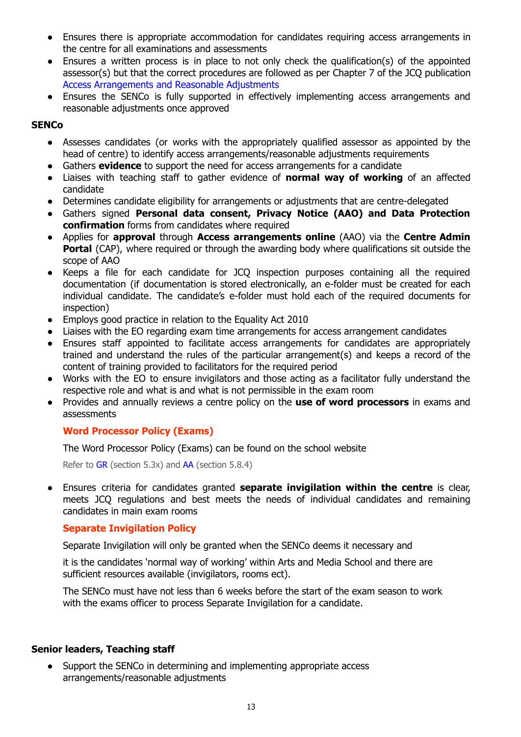- Ensures there is appropriate accommodation for candidates requiring access arrangements in the centre for all examinations and assessments
- Ensures a written process is in place to not only check the qualification(s) of the appointed assessor(s) but that the correct procedures are followed as per Chapter 7 of the JCQ publication Access Arrangements and Reasonable Adjustments
- Ensures the SENCo is fully supported in effectively implementing access arrangements and reasonable adjustments once approved

**SENCo**

- Assesses candidates (or works with the appropriately qualified assessor as appointed by the head of centre) to identify access arrangements/reasonable adjustments requirements
- Gathers **evidence** to support the need for access arrangements for a candidate
- Liaises with teaching staff to gather evidence of **normal way of working** of an affected candidate
- Determines candidate eligibility for arrangements or adjustments that are centre-delegated
- Gathers signed **Personal data consent, Privacy Notice (AAO) and Data Protection confirmation** forms from candidates where required
- Applies for **approval** through **Access arrangements online** (AAO) via the **Centre Admin Portal** (CAP), where required or through the awarding body where qualifications sit outside the scope of AAO
- Keeps a file for each candidate for JCQ inspection purposes containing all the required documentation (if documentation is stored electronically, an e-folder must be created for each individual candidate. The candidate's e-folder must hold each of the required documents for inspection)
- Employs good practice in relation to the Equality Act 2010
- Liaises with the EO regarding exam time arrangements for access arrangement candidates
- Ensures staff appointed to facilitate access arrangements for candidates are appropriately trained and understand the rules of the particular arrangement(s) and keeps a record of the content of training provided to facilitators for the required period
- Works with the EO to ensure invigilators and those acting as a facilitator fully understand the respective role and what is and what is not permissible in the exam room
- Provides and annually reviews a centre policy on the **use of word processors** in exams and assessments

  **Word Processor Policy (Exams)**

  The Word Processor Policy (Exams) can be found on the school website

  Refer to GR (section 5.3x) and AA (section 5.8.4)

- Ensures criteria for candidates granted **separate invigilation within the centre** is clear, meets JCQ regulations and best meets the needs of individual candidates and remaining candidates in main exam rooms

  **Separate Invigilation Policy**

  Separate Invigilation will only be granted when the SENCo deems it necessary and

  it is the candidates 'normal way of working' within Arts and Media School and there are sufficient resources available (invigilators, rooms ect).

  The SENCo must have not less than 6 weeks before the start of the exam season to work with the exams officer to process Separate Invigilation for a candidate.

**Senior leaders, Teaching staff**

- Support the SENCo in determining and implementing appropriate access arrangements/reasonable adjustments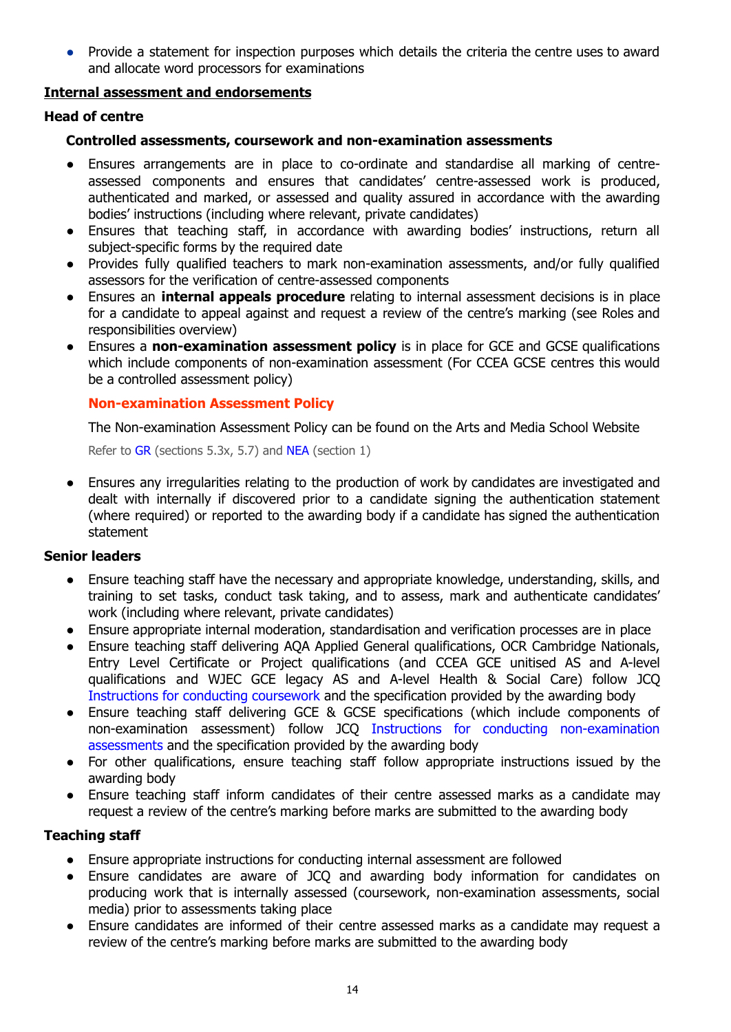- Provide a statement for inspection purposes which details the criteria the centre uses to award and allocate word processors for examinations

**Internal assessment and endorsements**

### Head of centre

#### Controlled assessments, coursework and non-examination assessments

- Ensures arrangements are in place to co-ordinate and standardise all marking of centre-assessed components and ensures that candidates' centre-assessed work is produced, authenticated and marked, or assessed and quality assured in accordance with the awarding bodies' instructions (including where relevant, private candidates)
- Ensures that teaching staff, in accordance with awarding bodies' instructions, return all subject-specific forms by the required date
- Provides fully qualified teachers to mark non-examination assessments, and/or fully qualified assessors for the verification of centre-assessed components
- Ensures an **internal appeals procedure** relating to internal assessment decisions is in place for a candidate to appeal against and request a review of the centre's marking (see Roles and responsibilities overview)
- Ensures a **non-examination assessment policy** is in place for GCE and GCSE qualifications which include components of non-examination assessment (For CCEA GCSE centres this would be a controlled assessment policy)

  **Non-examination Assessment Policy**

  The Non-examination Assessment Policy can be found on the Arts and Media School Website

  Refer to GR (sections 5.3x, 5.7) and NEA (section 1)

- Ensures any irregularities relating to the production of work by candidates are investigated and dealt with internally if discovered prior to a candidate signing the authentication statement (where required) or reported to the awarding body if a candidate has signed the authentication statement

### Senior leaders

- Ensure teaching staff have the necessary and appropriate knowledge, understanding, skills, and training to set tasks, conduct task taking, and to assess, mark and authenticate candidates' work (including where relevant, private candidates)
- Ensure appropriate internal moderation, standardisation and verification processes are in place
- Ensure teaching staff delivering AQA Applied General qualifications, OCR Cambridge Nationals, Entry Level Certificate or Project qualifications (and CCEA GCE unitised AS and A-level qualifications and WJEC GCE legacy AS and A-level Health & Social Care) follow JCQ Instructions for conducting coursework and the specification provided by the awarding body
- Ensure teaching staff delivering GCE & GCSE specifications (which include components of non-examination assessment) follow JCQ Instructions for conducting non-examination assessments and the specification provided by the awarding body
- For other qualifications, ensure teaching staff follow appropriate instructions issued by the awarding body
- Ensure teaching staff inform candidates of their centre assessed marks as a candidate may request a review of the centre's marking before marks are submitted to the awarding body

### Teaching staff

- Ensure appropriate instructions for conducting internal assessment are followed
- Ensure candidates are aware of JCQ and awarding body information for candidates on producing work that is internally assessed (coursework, non-examination assessments, social media) prior to assessments taking place
- Ensure candidates are informed of their centre assessed marks as a candidate may request a review of the centre's marking before marks are submitted to the awarding body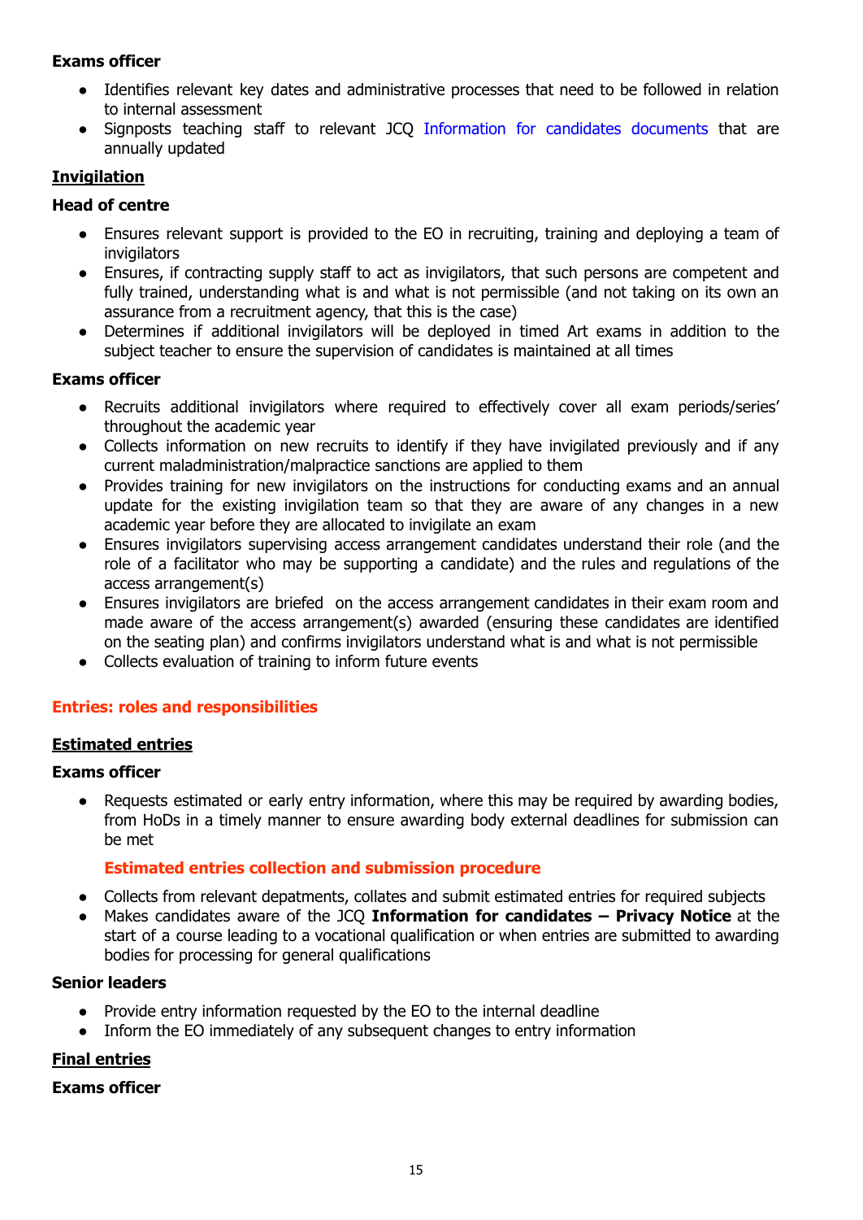**Exams officer**

- Identifies relevant key dates and administrative processes that need to be followed in relation to internal assessment
- Signposts teaching staff to relevant JCQ Information for candidates documents that are annually updated

**Invigilation**

**Head of centre**

- Ensures relevant support is provided to the EO in recruiting, training and deploying a team of invigilators
- Ensures, if contracting supply staff to act as invigilators, that such persons are competent and fully trained, understanding what is and what is not permissible (and not taking on its own an assurance from a recruitment agency, that this is the case)
- Determines if additional invigilators will be deployed in timed Art exams in addition to the subject teacher to ensure the supervision of candidates is maintained at all times

**Exams officer**

- Recruits additional invigilators where required to effectively cover all exam periods/series' throughout the academic year
- Collects information on new recruits to identify if they have invigilated previously and if any current maladministration/malpractice sanctions are applied to them
- Provides training for new invigilators on the instructions for conducting exams and an annual update for the existing invigilation team so that they are aware of any changes in a new academic year before they are allocated to invigilate an exam
- Ensures invigilators supervising access arrangement candidates understand their role (and the role of a facilitator who may be supporting a candidate) and the rules and regulations of the access arrangement(s)
- Ensures invigilators are briefed on the access arrangement candidates in their exam room and made aware of the access arrangement(s) awarded (ensuring these candidates are identified on the seating plan) and confirms invigilators understand what is and what is not permissible
- Collects evaluation of training to inform future events

## Entries: roles and responsibilities

**Estimated entries**

**Exams officer**

- Requests estimated or early entry information, where this may be required by awarding bodies, from HoDs in a timely manner to ensure awarding body external deadlines for submission can be met

  **Estimated entries collection and submission procedure**

- Collects from relevant depatments, collates and submit estimated entries for required subjects
- Makes candidates aware of the JCQ **Information for candidates – Privacy Notice** at the start of a course leading to a vocational qualification or when entries are submitted to awarding bodies for processing for general qualifications

**Senior leaders**

- Provide entry information requested by the EO to the internal deadline
- Inform the EO immediately of any subsequent changes to entry information

**Final entries**

**Exams officer**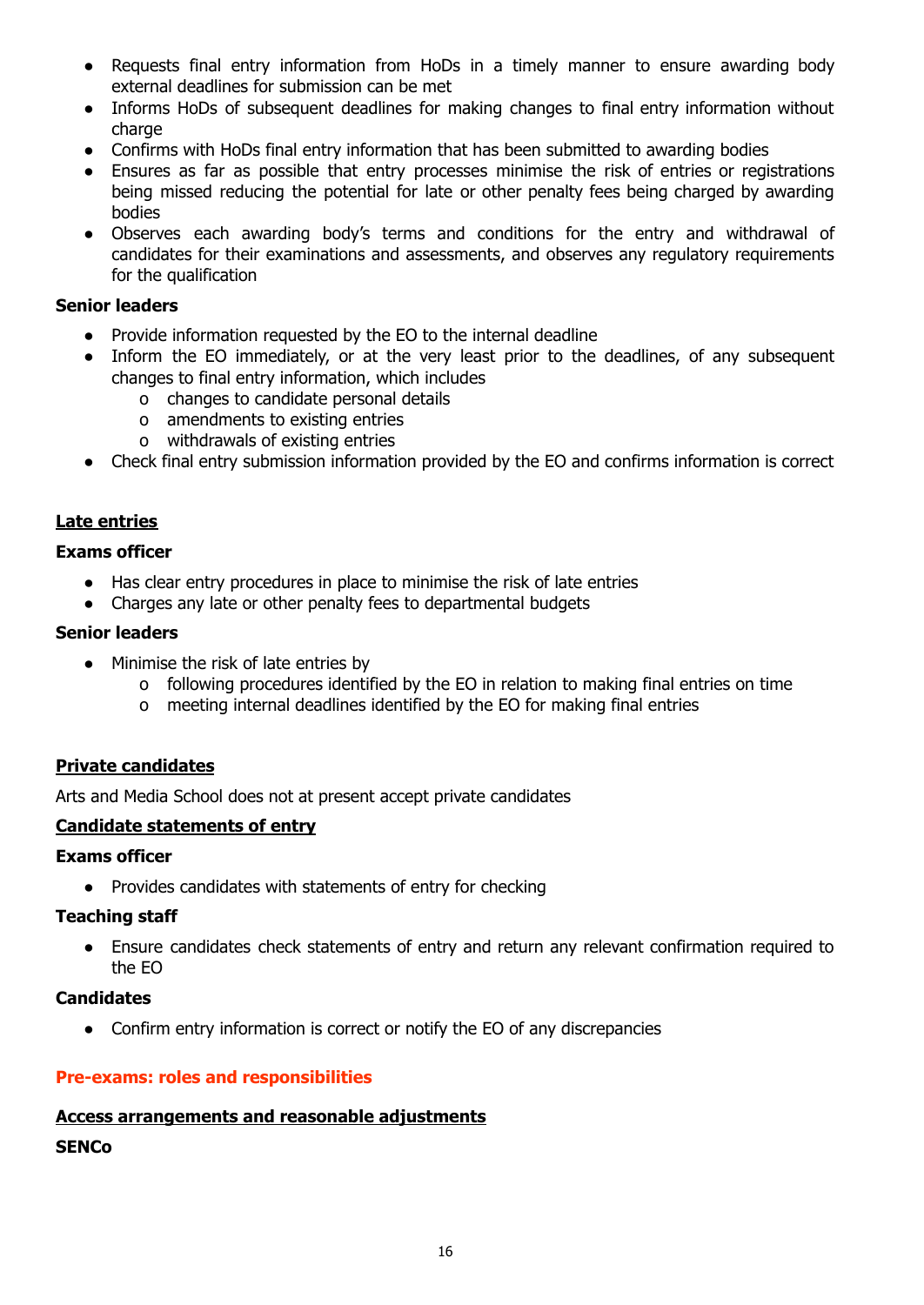- Requests final entry information from HoDs in a timely manner to ensure awarding body external deadlines for submission can be met
- Informs HoDs of subsequent deadlines for making changes to final entry information without charge
- Confirms with HoDs final entry information that has been submitted to awarding bodies
- Ensures as far as possible that entry processes minimise the risk of entries or registrations being missed reducing the potential for late or other penalty fees being charged by awarding bodies
- Observes each awarding body's terms and conditions for the entry and withdrawal of candidates for their examinations and assessments, and observes any regulatory requirements for the qualification

**Senior leaders**

- Provide information requested by the EO to the internal deadline
- Inform the EO immediately, or at the very least prior to the deadlines, of any subsequent changes to final entry information, which includes
  - changes to candidate personal details
  - amendments to existing entries
  - withdrawals of existing entries
- Check final entry submission information provided by the EO and confirms information is correct

**Late entries**

**Exams officer**

- Has clear entry procedures in place to minimise the risk of late entries
- Charges any late or other penalty fees to departmental budgets

**Senior leaders**

- Minimise the risk of late entries by
  - following procedures identified by the EO in relation to making final entries on time
  - meeting internal deadlines identified by the EO for making final entries

**Private candidates**

Arts and Media School does not at present accept private candidates

**Candidate statements of entry**

**Exams officer**

- Provides candidates with statements of entry for checking

**Teaching staff**

- Ensure candidates check statements of entry and return any relevant confirmation required to the EO

**Candidates**

- Confirm entry information is correct or notify the EO of any discrepancies

## Pre-exams: roles and responsibilities

**Access arrangements and reasonable adjustments**

**SENCo**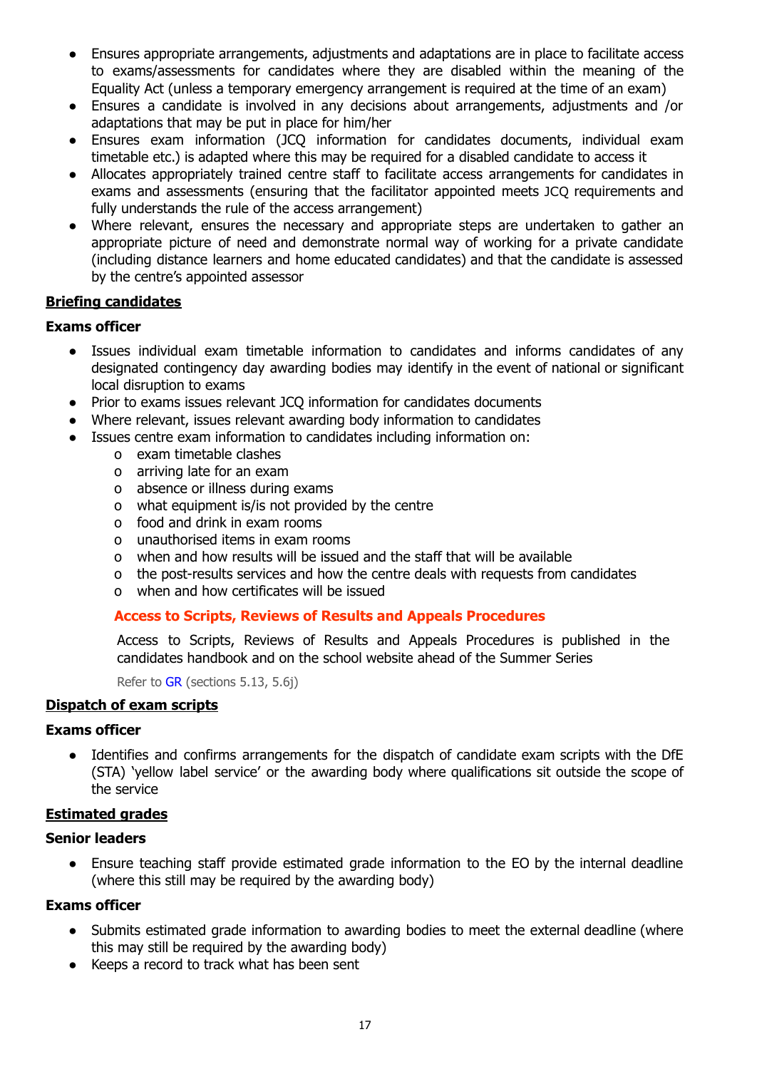- Ensures appropriate arrangements, adjustments and adaptations are in place to facilitate access to exams/assessments for candidates where they are disabled within the meaning of the Equality Act (unless a temporary emergency arrangement is required at the time of an exam)
- Ensures a candidate is involved in any decisions about arrangements, adjustments and /or adaptations that may be put in place for him/her
- Ensures exam information (JCQ information for candidates documents, individual exam timetable etc.) is adapted where this may be required for a disabled candidate to access it
- Allocates appropriately trained centre staff to facilitate access arrangements for candidates in exams and assessments (ensuring that the facilitator appointed meets JCQ requirements and fully understands the rule of the access arrangement)
- Where relevant, ensures the necessary and appropriate steps are undertaken to gather an appropriate picture of need and demonstrate normal way of working for a private candidate (including distance learners and home educated candidates) and that the candidate is assessed by the centre's appointed assessor

**Briefing candidates**

**Exams officer**

- Issues individual exam timetable information to candidates and informs candidates of any designated contingency day awarding bodies may identify in the event of national or significant local disruption to exams
- Prior to exams issues relevant JCQ information for candidates documents
- Where relevant, issues relevant awarding body information to candidates
- Issues centre exam information to candidates including information on:
  - exam timetable clashes
  - arriving late for an exam
  - absence or illness during exams
  - what equipment is/is not provided by the centre
  - food and drink in exam rooms
  - unauthorised items in exam rooms
  - when and how results will be issued and the staff that will be available
  - the post-results services and how the centre deals with requests from candidates
  - when and how certificates will be issued

**Access to Scripts, Reviews of Results and Appeals Procedures**

Access to Scripts, Reviews of Results and Appeals Procedures is published in the candidates handbook and on the school website ahead of the Summer Series

Refer to GR (sections 5.13, 5.6j)

**Dispatch of exam scripts**

**Exams officer**

- Identifies and confirms arrangements for the dispatch of candidate exam scripts with the DfE (STA) 'yellow label service' or the awarding body where qualifications sit outside the scope of the service

**Estimated grades**

**Senior leaders**

- Ensure teaching staff provide estimated grade information to the EO by the internal deadline (where this still may be required by the awarding body)

**Exams officer**

- Submits estimated grade information to awarding bodies to meet the external deadline (where this may still be required by the awarding body)
- Keeps a record to track what has been sent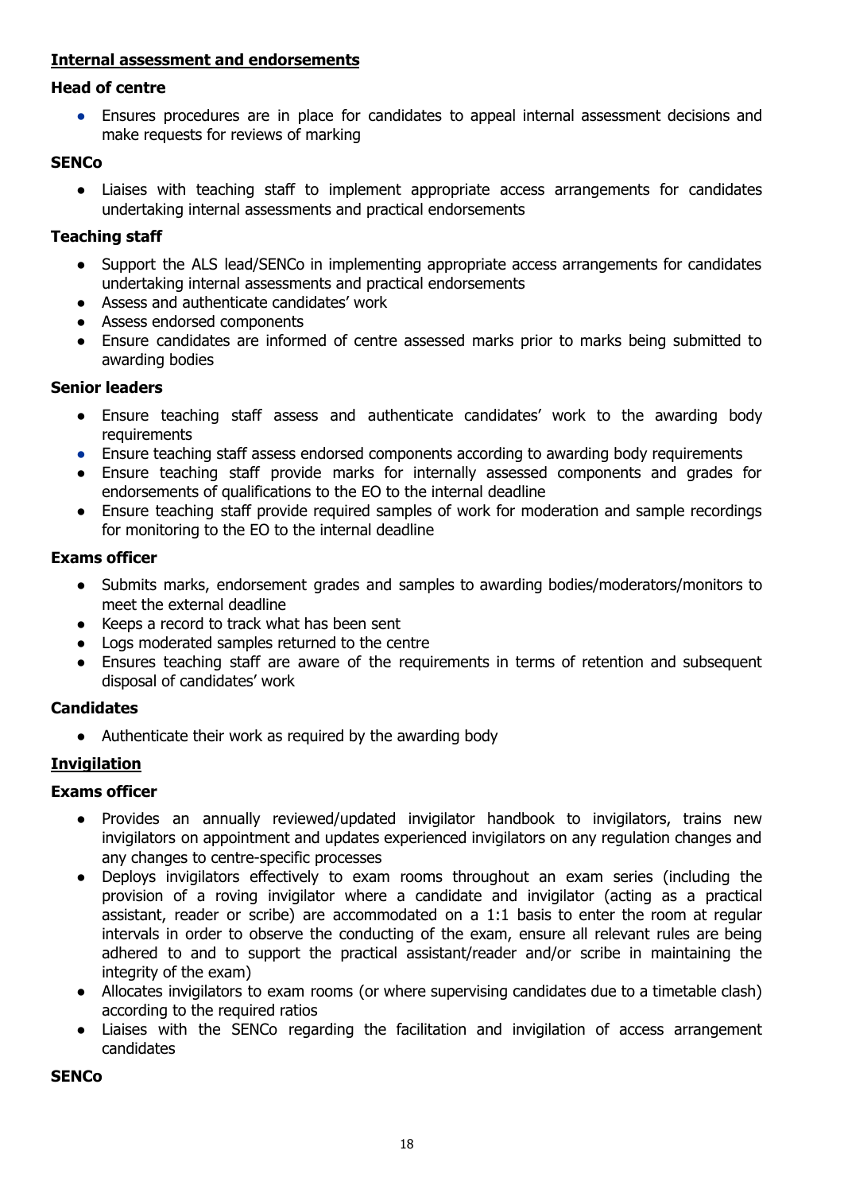**<u>Internal assessment and endorsements</u>**

**Head of centre**

- Ensures procedures are in place for candidates to appeal internal assessment decisions and make requests for reviews of marking

**SENCo**

- Liaises with teaching staff to implement appropriate access arrangements for candidates undertaking internal assessments and practical endorsements

**Teaching staff**

- Support the ALS lead/SENCo in implementing appropriate access arrangements for candidates undertaking internal assessments and practical endorsements
- Assess and authenticate candidates' work
- Assess endorsed components
- Ensure candidates are informed of centre assessed marks prior to marks being submitted to awarding bodies

**Senior leaders**

- Ensure teaching staff assess and authenticate candidates' work to the awarding body requirements
- Ensure teaching staff assess endorsed components according to awarding body requirements
- Ensure teaching staff provide marks for internally assessed components and grades for endorsements of qualifications to the EO to the internal deadline
- Ensure teaching staff provide required samples of work for moderation and sample recordings for monitoring to the EO to the internal deadline

**Exams officer**

- Submits marks, endorsement grades and samples to awarding bodies/moderators/monitors to meet the external deadline
- Keeps a record to track what has been sent
- Logs moderated samples returned to the centre
- Ensures teaching staff are aware of the requirements in terms of retention and subsequent disposal of candidates' work

**Candidates**

- Authenticate their work as required by the awarding body

**<u>Invigilation</u>**

**Exams officer**

- Provides an annually reviewed/updated invigilator handbook to invigilators, trains new invigilators on appointment and updates experienced invigilators on any regulation changes and any changes to centre-specific processes
- Deploys invigilators effectively to exam rooms throughout an exam series (including the provision of a roving invigilator where a candidate and invigilator (acting as a practical assistant, reader or scribe) are accommodated on a 1:1 basis to enter the room at regular intervals in order to observe the conducting of the exam, ensure all relevant rules are being adhered to and to support the practical assistant/reader and/or scribe in maintaining the integrity of the exam)
- Allocates invigilators to exam rooms (or where supervising candidates due to a timetable clash) according to the required ratios
- Liaises with the SENCo regarding the facilitation and invigilation of access arrangement candidates

**SENCo**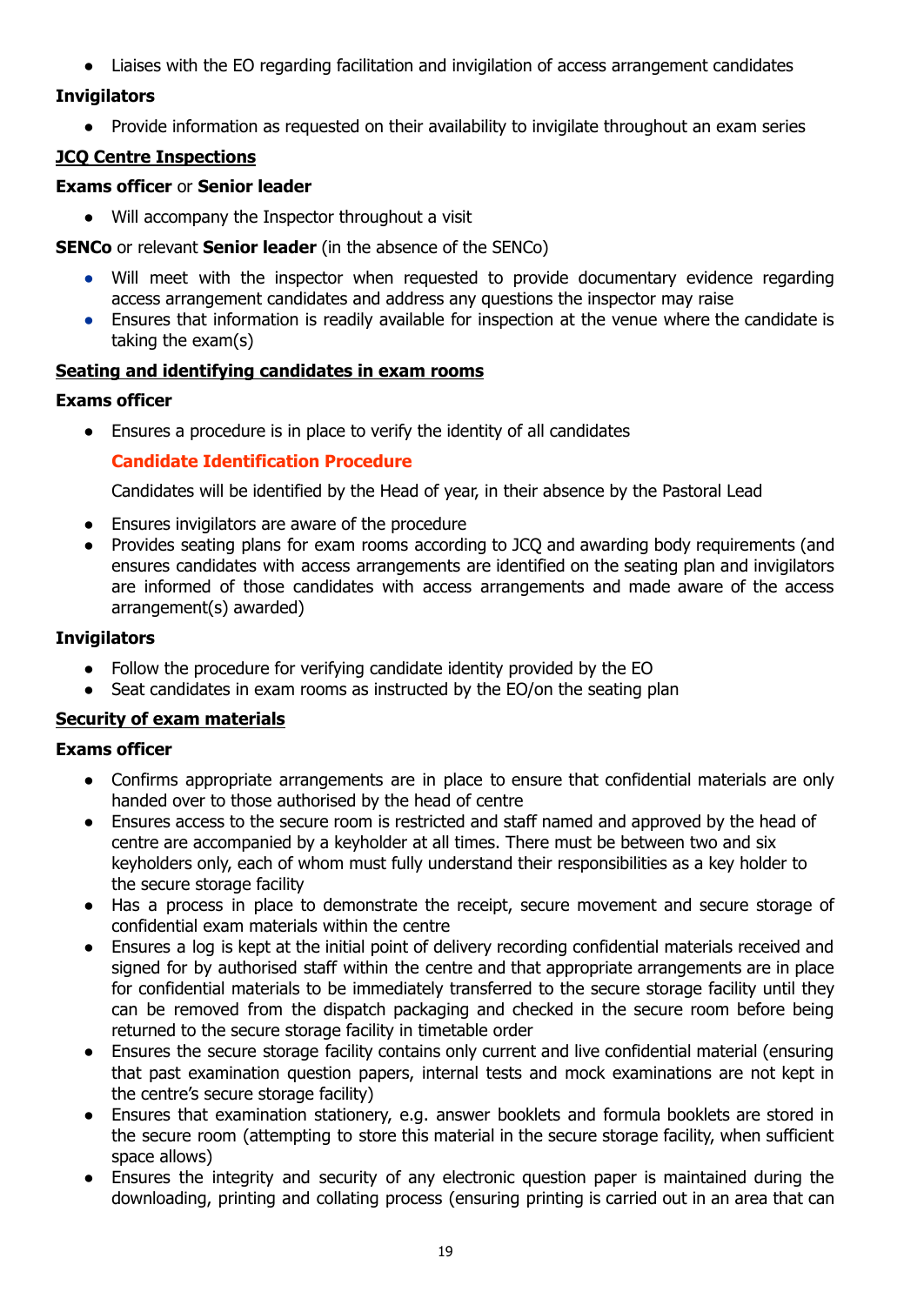- Liaises with the EO regarding facilitation and invigilation of access arrangement candidates

**Invigilators**

- Provide information as requested on their availability to invigilate throughout an exam series

**JCQ Centre Inspections**

**Exams officer** or **Senior leader**

- Will accompany the Inspector throughout a visit

**SENCo** or relevant **Senior leader** (in the absence of the SENCo)

- Will meet with the inspector when requested to provide documentary evidence regarding access arrangement candidates and address any questions the inspector may raise
- Ensures that information is readily available for inspection at the venue where the candidate is taking the exam(s)

**Seating and identifying candidates in exam rooms**

**Exams officer**

- Ensures a procedure is in place to verify the identity of all candidates

  **Candidate Identification Procedure**

  Candidates will be identified by the Head of year, in their absence by the Pastoral Lead

- Ensures invigilators are aware of the procedure
- Provides seating plans for exam rooms according to JCQ and awarding body requirements (and ensures candidates with access arrangements are identified on the seating plan and invigilators are informed of those candidates with access arrangements and made aware of the access arrangement(s) awarded)

**Invigilators**

- Follow the procedure for verifying candidate identity provided by the EO
- Seat candidates in exam rooms as instructed by the EO/on the seating plan

**Security of exam materials**

**Exams officer**

- Confirms appropriate arrangements are in place to ensure that confidential materials are only handed over to those authorised by the head of centre
- Ensures access to the secure room is restricted and staff named and approved by the head of centre are accompanied by a keyholder at all times. There must be between two and six keyholders only, each of whom must fully understand their responsibilities as a key holder to the secure storage facility
- Has a process in place to demonstrate the receipt, secure movement and secure storage of confidential exam materials within the centre
- Ensures a log is kept at the initial point of delivery recording confidential materials received and signed for by authorised staff within the centre and that appropriate arrangements are in place for confidential materials to be immediately transferred to the secure storage facility until they can be removed from the dispatch packaging and checked in the secure room before being returned to the secure storage facility in timetable order
- Ensures the secure storage facility contains only current and live confidential material (ensuring that past examination question papers, internal tests and mock examinations are not kept in the centre's secure storage facility)
- Ensures that examination stationery, e.g. answer booklets and formula booklets are stored in the secure room (attempting to store this material in the secure storage facility, when sufficient space allows)
- Ensures the integrity and security of any electronic question paper is maintained during the downloading, printing and collating process (ensuring printing is carried out in an area that can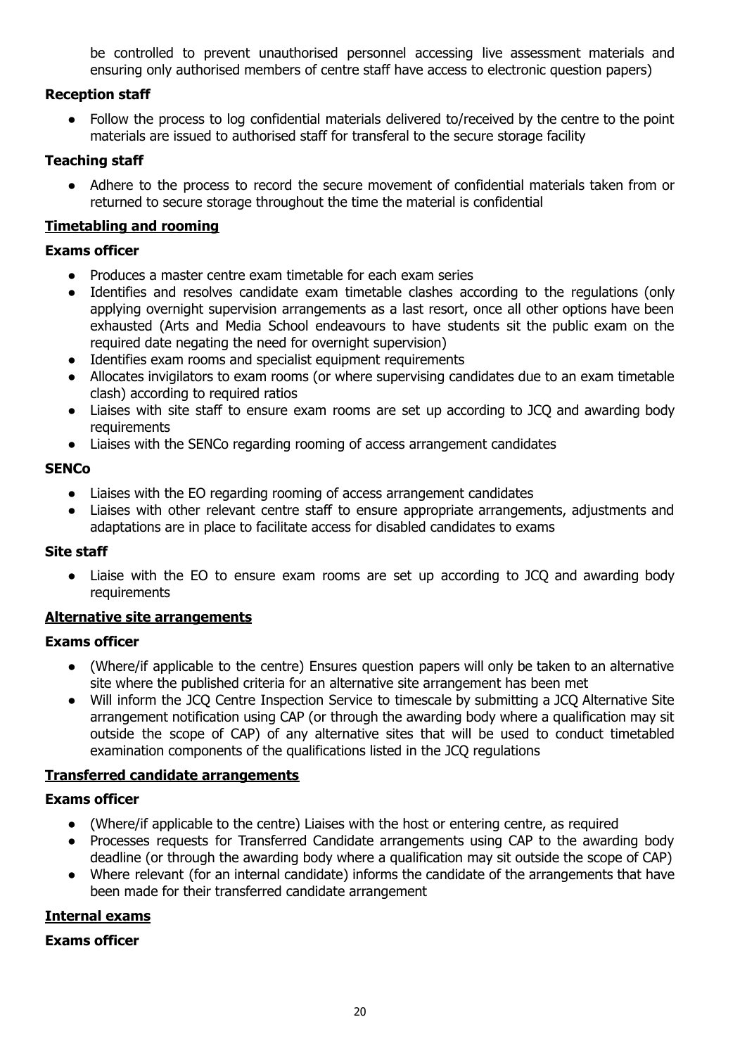be controlled to prevent unauthorised personnel accessing live assessment materials and ensuring only authorised members of centre staff have access to electronic question papers)

**Reception staff**

- Follow the process to log confidential materials delivered to/received by the centre to the point materials are issued to authorised staff for transferal to the secure storage facility

**Teaching staff**

- Adhere to the process to record the secure movement of confidential materials taken from or returned to secure storage throughout the time the material is confidential

**Timetabling and rooming**

**Exams officer**

- Produces a master centre exam timetable for each exam series
- Identifies and resolves candidate exam timetable clashes according to the regulations (only applying overnight supervision arrangements as a last resort, once all other options have been exhausted (Arts and Media School endeavours to have students sit the public exam on the required date negating the need for overnight supervision)
- Identifies exam rooms and specialist equipment requirements
- Allocates invigilators to exam rooms (or where supervising candidates due to an exam timetable clash) according to required ratios
- Liaises with site staff to ensure exam rooms are set up according to JCQ and awarding body requirements
- Liaises with the SENCo regarding rooming of access arrangement candidates

**SENCo**

- Liaises with the EO regarding rooming of access arrangement candidates
- Liaises with other relevant centre staff to ensure appropriate arrangements, adjustments and adaptations are in place to facilitate access for disabled candidates to exams

**Site staff**

- Liaise with the EO to ensure exam rooms are set up according to JCQ and awarding body requirements

**Alternative site arrangements**

**Exams officer**

- (Where/if applicable to the centre) Ensures question papers will only be taken to an alternative site where the published criteria for an alternative site arrangement has been met
- Will inform the JCQ Centre Inspection Service to timescale by submitting a JCQ Alternative Site arrangement notification using CAP (or through the awarding body where a qualification may sit outside the scope of CAP) of any alternative sites that will be used to conduct timetabled examination components of the qualifications listed in the JCQ regulations

**Transferred candidate arrangements**

**Exams officer**

- (Where/if applicable to the centre) Liaises with the host or entering centre, as required
- Processes requests for Transferred Candidate arrangements using CAP to the awarding body deadline (or through the awarding body where a qualification may sit outside the scope of CAP)
- Where relevant (for an internal candidate) informs the candidate of the arrangements that have been made for their transferred candidate arrangement

**Internal exams**

**Exams officer**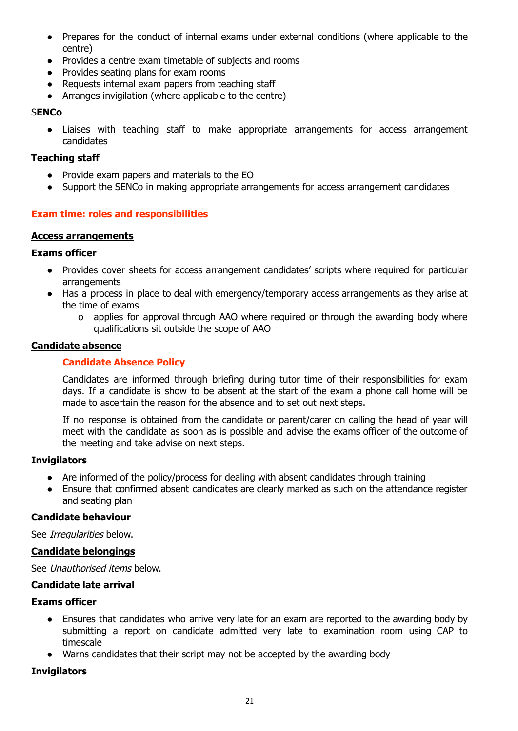- Prepares for the conduct of internal exams under external conditions (where applicable to the centre)
- Provides a centre exam timetable of subjects and rooms
- Provides seating plans for exam rooms
- Requests internal exam papers from teaching staff
- Arranges invigilation (where applicable to the centre)

**SENCo**

- Liaises with teaching staff to make appropriate arrangements for access arrangement candidates

**Teaching staff**

- Provide exam papers and materials to the EO
- Support the SENCo in making appropriate arrangements for access arrangement candidates

## Exam time: roles and responsibilities

### Access arrangements

**Exams officer**

- Provides cover sheets for access arrangement candidates' scripts where required for particular arrangements
- Has a process in place to deal with emergency/temporary access arrangements as they arise at the time of exams
    - applies for approval through AAO where required or through the awarding body where qualifications sit outside the scope of AAO

### Candidate absence

#### Candidate Absence Policy

Candidates are informed through briefing during tutor time of their responsibilities for exam days. If a candidate is show to be absent at the start of the exam a phone call home will be made to ascertain the reason for the absence and to set out next steps.

If no response is obtained from the candidate or parent/carer on calling the head of year will meet with the candidate as soon as is possible and advise the exams officer of the outcome of the meeting and take advise on next steps.

**Invigilators**

- Are informed of the policy/process for dealing with absent candidates through training
- Ensure that confirmed absent candidates are clearly marked as such on the attendance register and seating plan

### Candidate behaviour

See *Irregularities* below.

### Candidate belongings

See *Unauthorised items* below.

### Candidate late arrival

**Exams officer**

- Ensures that candidates who arrive very late for an exam are reported to the awarding body by submitting a report on candidate admitted very late to examination room using CAP to timescale
- Warns candidates that their script may not be accepted by the awarding body

**Invigilators**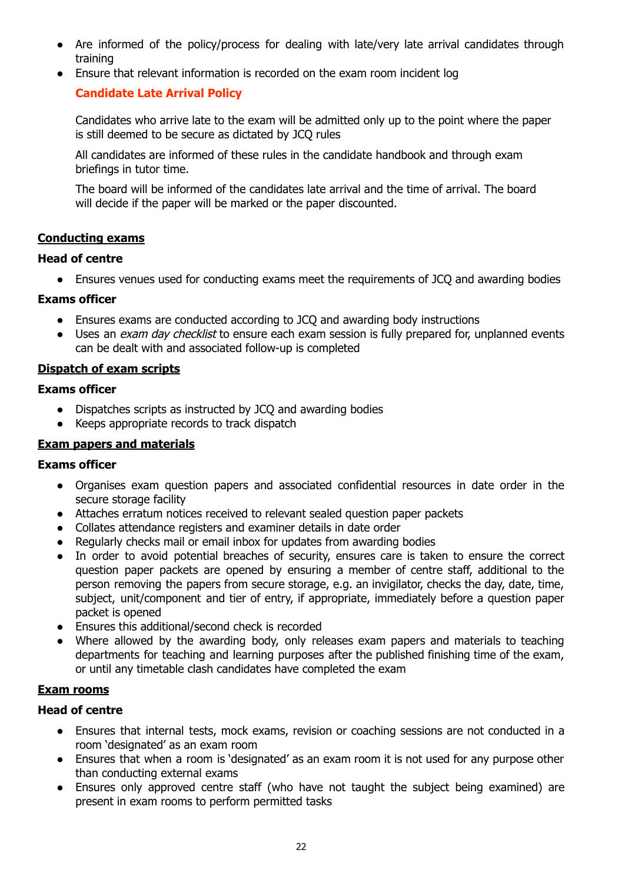- Are informed of the policy/process for dealing with late/very late arrival candidates through training
- Ensure that relevant information is recorded on the exam room incident log

**Candidate Late Arrival Policy**

Candidates who arrive late to the exam will be admitted only up to the point where the paper is still deemed to be secure as dictated by JCQ rules

All candidates are informed of these rules in the candidate handbook and through exam briefings in tutor time.

The board will be informed of the candidates late arrival and the time of arrival. The board will decide if the paper will be marked or the paper discounted.

**Conducting exams**

**Head of centre**

- Ensures venues used for conducting exams meet the requirements of JCQ and awarding bodies

**Exams officer**

- Ensures exams are conducted according to JCQ and awarding body instructions
- Uses an *exam day checklist* to ensure each exam session is fully prepared for, unplanned events can be dealt with and associated follow-up is completed

**Dispatch of exam scripts**

**Exams officer**

- Dispatches scripts as instructed by JCQ and awarding bodies
- Keeps appropriate records to track dispatch

**Exam papers and materials**

**Exams officer**

- Organises exam question papers and associated confidential resources in date order in the secure storage facility
- Attaches erratum notices received to relevant sealed question paper packets
- Collates attendance registers and examiner details in date order
- Regularly checks mail or email inbox for updates from awarding bodies
- In order to avoid potential breaches of security, ensures care is taken to ensure the correct question paper packets are opened by ensuring a member of centre staff, additional to the person removing the papers from secure storage, e.g. an invigilator, checks the day, date, time, subject, unit/component and tier of entry, if appropriate, immediately before a question paper packet is opened
- Ensures this additional/second check is recorded
- Where allowed by the awarding body, only releases exam papers and materials to teaching departments for teaching and learning purposes after the published finishing time of the exam, or until any timetable clash candidates have completed the exam

**Exam rooms**

**Head of centre**

- Ensures that internal tests, mock exams, revision or coaching sessions are not conducted in a room 'designated' as an exam room
- Ensures that when a room is 'designated' as an exam room it is not used for any purpose other than conducting external exams
- Ensures only approved centre staff (who have not taught the subject being examined) are present in exam rooms to perform permitted tasks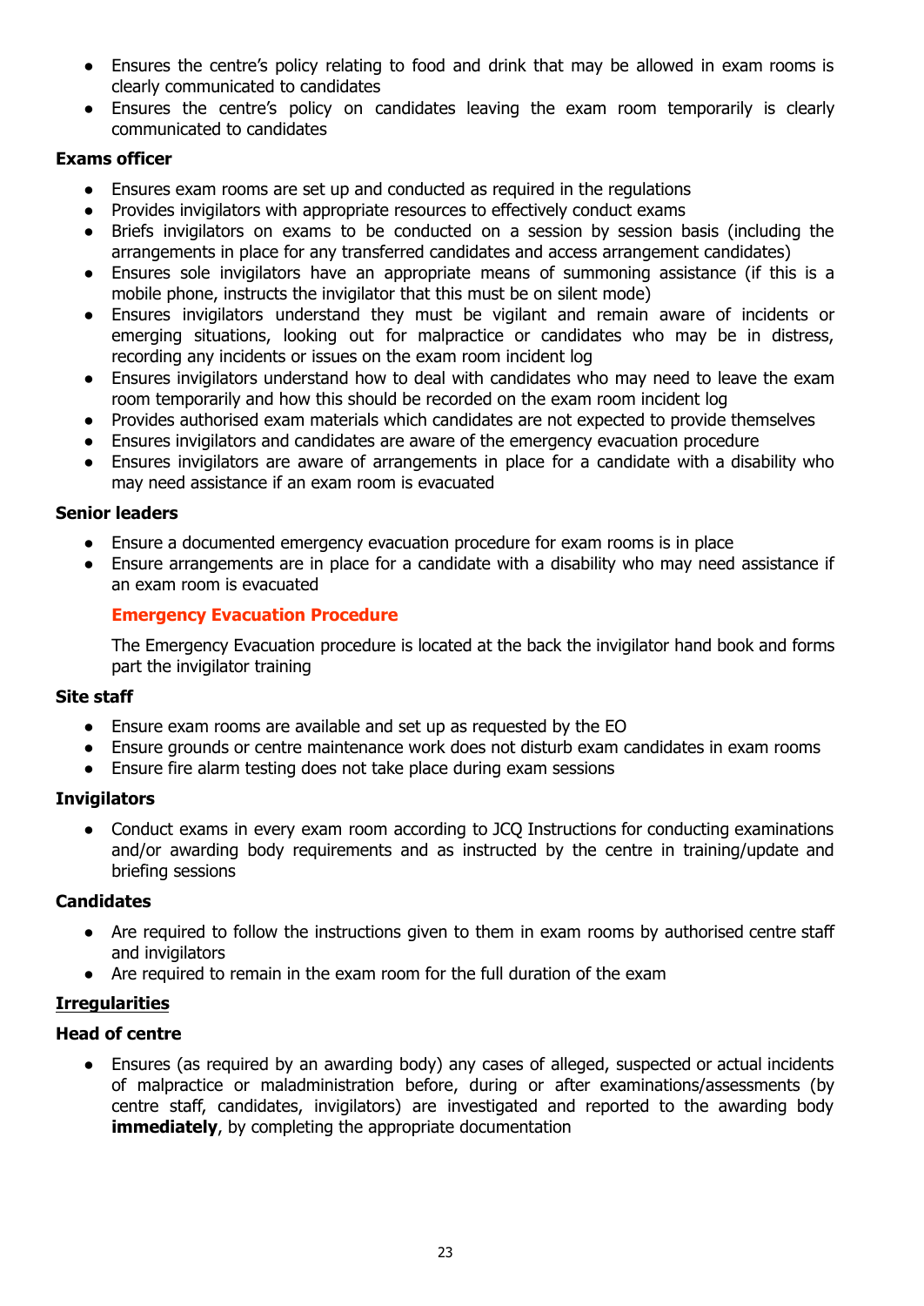- Ensures the centre's policy relating to food and drink that may be allowed in exam rooms is clearly communicated to candidates
- Ensures the centre's policy on candidates leaving the exam room temporarily is clearly communicated to candidates

**Exams officer**

- Ensures exam rooms are set up and conducted as required in the regulations
- Provides invigilators with appropriate resources to effectively conduct exams
- Briefs invigilators on exams to be conducted on a session by session basis (including the arrangements in place for any transferred candidates and access arrangement candidates)
- Ensures sole invigilators have an appropriate means of summoning assistance (if this is a mobile phone, instructs the invigilator that this must be on silent mode)
- Ensures invigilators understand they must be vigilant and remain aware of incidents or emerging situations, looking out for malpractice or candidates who may be in distress, recording any incidents or issues on the exam room incident log
- Ensures invigilators understand how to deal with candidates who may need to leave the exam room temporarily and how this should be recorded on the exam room incident log
- Provides authorised exam materials which candidates are not expected to provide themselves
- Ensures invigilators and candidates are aware of the emergency evacuation procedure
- Ensures invigilators are aware of arrangements in place for a candidate with a disability who may need assistance if an exam room is evacuated

**Senior leaders**

- Ensure a documented emergency evacuation procedure for exam rooms is in place
- Ensure arrangements are in place for a candidate with a disability who may need assistance if an exam room is evacuated

**Emergency Evacuation Procedure**

The Emergency Evacuation procedure is located at the back the invigilator hand book and forms part the invigilator training

**Site staff**

- Ensure exam rooms are available and set up as requested by the EO
- Ensure grounds or centre maintenance work does not disturb exam candidates in exam rooms
- Ensure fire alarm testing does not take place during exam sessions

**Invigilators**

- Conduct exams in every exam room according to JCQ Instructions for conducting examinations and/or awarding body requirements and as instructed by the centre in training/update and briefing sessions

**Candidates**

- Are required to follow the instructions given to them in exam rooms by authorised centre staff and invigilators
- Are required to remain in the exam room for the full duration of the exam

**Irregularities**

**Head of centre**

- Ensures (as required by an awarding body) any cases of alleged, suspected or actual incidents of malpractice or maladministration before, during or after examinations/assessments (by centre staff, candidates, invigilators) are investigated and reported to the awarding body **immediately**, by completing the appropriate documentation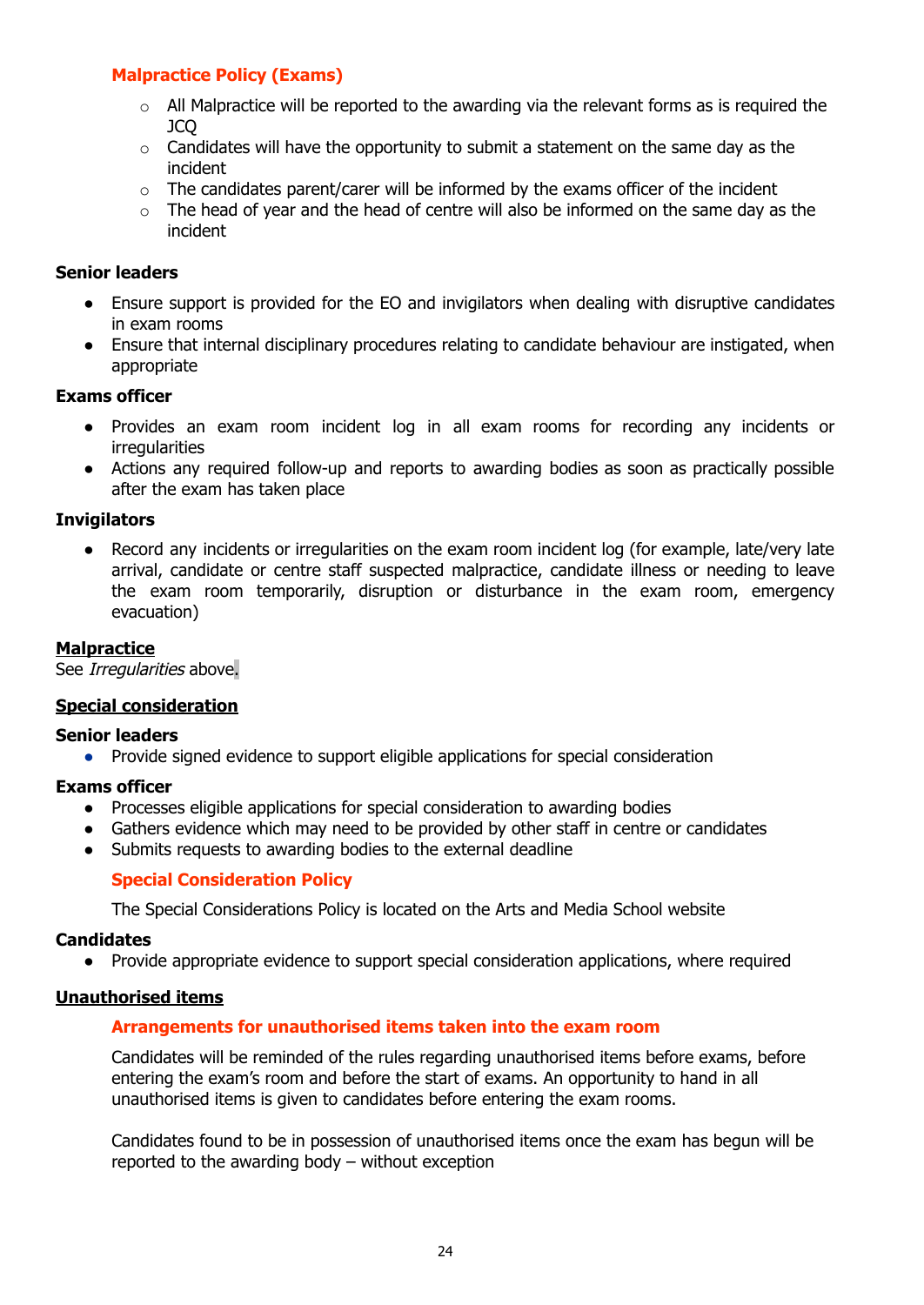#### Malpractice Policy (Exams)

- All Malpractice will be reported to the awarding via the relevant forms as is required the JCQ
- Candidates will have the opportunity to submit a statement on the same day as the incident
- The candidates parent/carer will be informed by the exams officer of the incident
- The head of year and the head of centre will also be informed on the same day as the incident

**Senior leaders**

- Ensure support is provided for the EO and invigilators when dealing with disruptive candidates in exam rooms
- Ensure that internal disciplinary procedures relating to candidate behaviour are instigated, when appropriate

**Exams officer**

- Provides an exam room incident log in all exam rooms for recording any incidents or irregularities
- Actions any required follow-up and reports to awarding bodies as soon as practically possible after the exam has taken place

**Invigilators**

- Record any incidents or irregularities on the exam room incident log (for example, late/very late arrival, candidate or centre staff suspected malpractice, candidate illness or needing to leave the exam room temporarily, disruption or disturbance in the exam room, emergency evacuation)

### Malpractice

See *Irregularities* above.

### Special consideration

**Senior leaders**

- Provide signed evidence to support eligible applications for special consideration

**Exams officer**

- Processes eligible applications for special consideration to awarding bodies
- Gathers evidence which may need to be provided by other staff in centre or candidates
- Submits requests to awarding bodies to the external deadline

#### Special Consideration Policy

The Special Considerations Policy is located on the Arts and Media School website

**Candidates**

- Provide appropriate evidence to support special consideration applications, where required

### Unauthorised items

#### Arrangements for unauthorised items taken into the exam room

Candidates will be reminded of the rules regarding unauthorised items before exams, before entering the exam's room and before the start of exams. An opportunity to hand in all unauthorised items is given to candidates before entering the exam rooms.

Candidates found to be in possession of unauthorised items once the exam has begun will be reported to the awarding body – without exception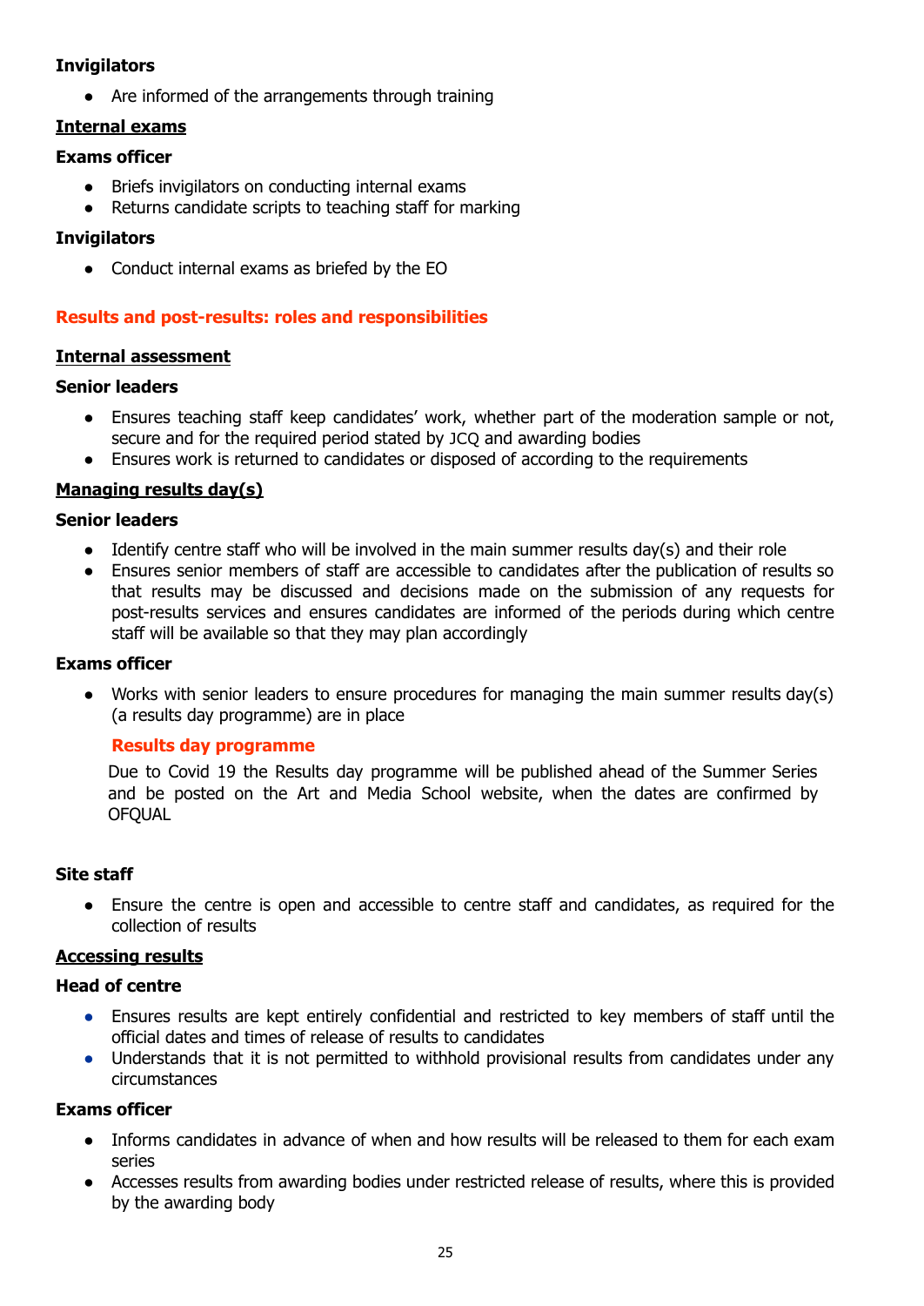**Invigilators**

- Are informed of the arrangements through training

**Internal exams**

**Exams officer**

- Briefs invigilators on conducting internal exams
- Returns candidate scripts to teaching staff for marking

**Invigilators**

- Conduct internal exams as briefed by the EO

## Results and post-results: roles and responsibilities

**Internal assessment**

**Senior leaders**

- Ensures teaching staff keep candidates' work, whether part of the moderation sample or not, secure and for the required period stated by JCQ and awarding bodies
- Ensures work is returned to candidates or disposed of according to the requirements

**Managing results day(s)**

**Senior leaders**

- Identify centre staff who will be involved in the main summer results day(s) and their role
- Ensures senior members of staff are accessible to candidates after the publication of results so that results may be discussed and decisions made on the submission of any requests for post-results services and ensures candidates are informed of the periods during which centre staff will be available so that they may plan accordingly

**Exams officer**

- Works with senior leaders to ensure procedures for managing the main summer results day(s) (a results day programme) are in place

### Results day programme

Due to Covid 19 the Results day programme will be published ahead of the Summer Series and be posted on the Art and Media School website, when the dates are confirmed by OFQUAL

**Site staff**

- Ensure the centre is open and accessible to centre staff and candidates, as required for the collection of results

**Accessing results**

**Head of centre**

- Ensures results are kept entirely confidential and restricted to key members of staff until the official dates and times of release of results to candidates
- Understands that it is not permitted to withhold provisional results from candidates under any circumstances

**Exams officer**

- Informs candidates in advance of when and how results will be released to them for each exam series
- Accesses results from awarding bodies under restricted release of results, where this is provided by the awarding body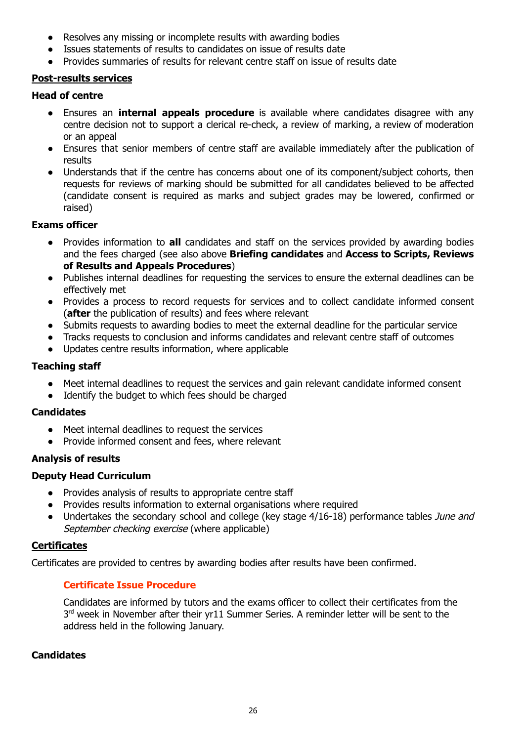- Resolves any missing or incomplete results with awarding bodies
- Issues statements of results to candidates on issue of results date
- Provides summaries of results for relevant centre staff on issue of results date

## Post-results services

### Head of centre

- Ensures an **internal appeals procedure** is available where candidates disagree with any centre decision not to support a clerical re-check, a review of marking, a review of moderation or an appeal
- Ensures that senior members of centre staff are available immediately after the publication of results
- Understands that if the centre has concerns about one of its component/subject cohorts, then requests for reviews of marking should be submitted for all candidates believed to be affected (candidate consent is required as marks and subject grades may be lowered, confirmed or raised)

### Exams officer

- Provides information to **all** candidates and staff on the services provided by awarding bodies and the fees charged (see also above **Briefing candidates** and **Access to Scripts, Reviews of Results and Appeals Procedures**)
- Publishes internal deadlines for requesting the services to ensure the external deadlines can be effectively met
- Provides a process to record requests for services and to collect candidate informed consent (**after** the publication of results) and fees where relevant
- Submits requests to awarding bodies to meet the external deadline for the particular service
- Tracks requests to conclusion and informs candidates and relevant centre staff of outcomes
- Updates centre results information, where applicable

### Teaching staff

- Meet internal deadlines to request the services and gain relevant candidate informed consent
- Identify the budget to which fees should be charged

### Candidates

- Meet internal deadlines to request the services
- Provide informed consent and fees, where relevant

### Analysis of results

### Deputy Head Curriculum

- Provides analysis of results to appropriate centre staff
- Provides results information to external organisations where required
- Undertakes the secondary school and college (key stage 4/16-18) performance tables *June and September checking exercise* (where applicable)

## Certificates

Certificates are provided to centres by awarding bodies after results have been confirmed.

### Certificate Issue Procedure

Candidates are informed by tutors and the exams officer to collect their certificates from the 3rd week in November after their yr11 Summer Series. A reminder letter will be sent to the address held in the following January.

### Candidates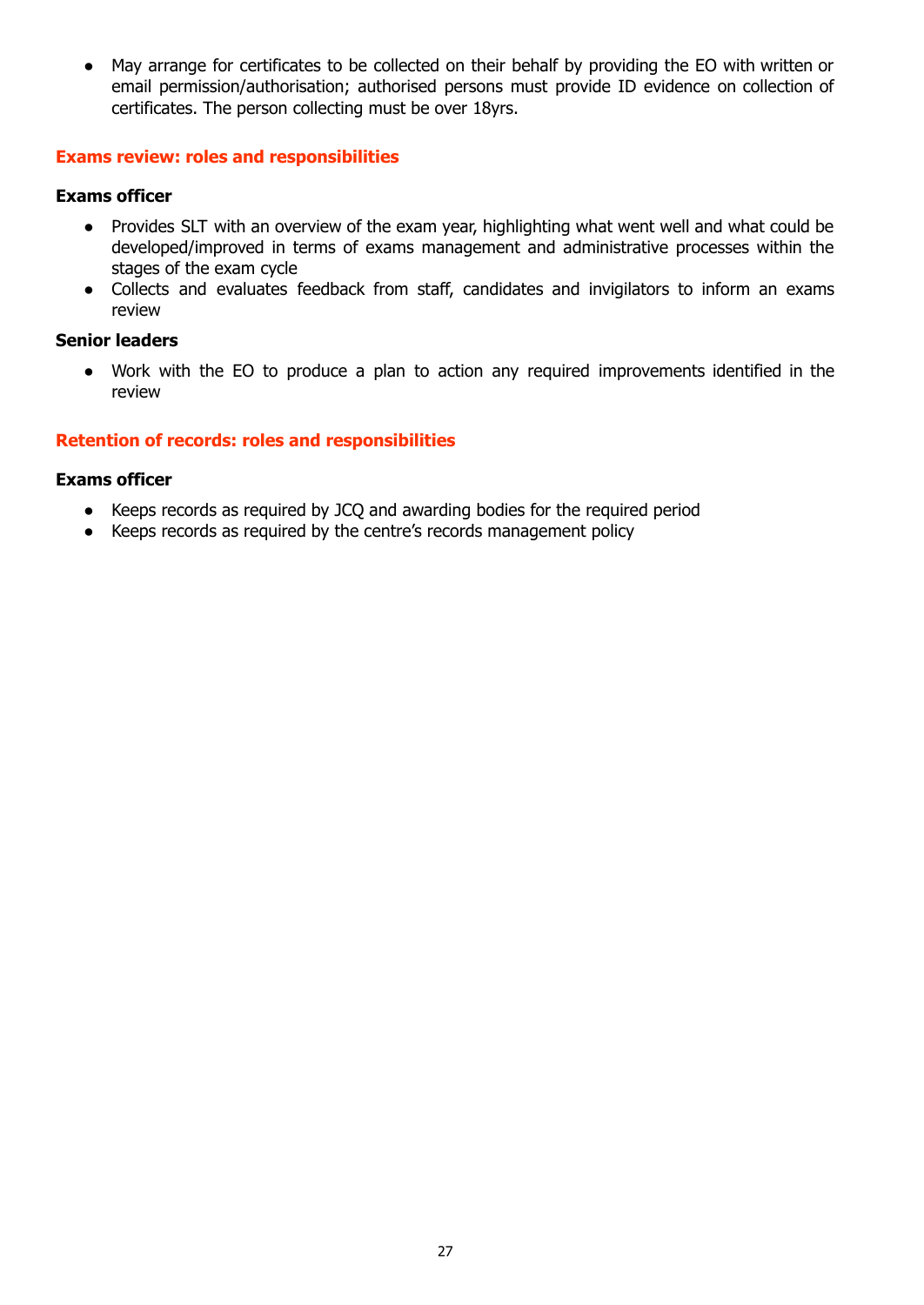- May arrange for certificates to be collected on their behalf by providing the EO with written or email permission/authorisation; authorised persons must provide ID evidence on collection of certificates. The person collecting must be over 18yrs.

## Exams review: roles and responsibilities

### Exams officer

- Provides SLT with an overview of the exam year, highlighting what went well and what could be developed/improved in terms of exams management and administrative processes within the stages of the exam cycle
- Collects and evaluates feedback from staff, candidates and invigilators to inform an exams review

### Senior leaders

- Work with the EO to produce a plan to action any required improvements identified in the review

## Retention of records: roles and responsibilities

### Exams officer

- Keeps records as required by JCQ and awarding bodies for the required period
- Keeps records as required by the centre's records management policy